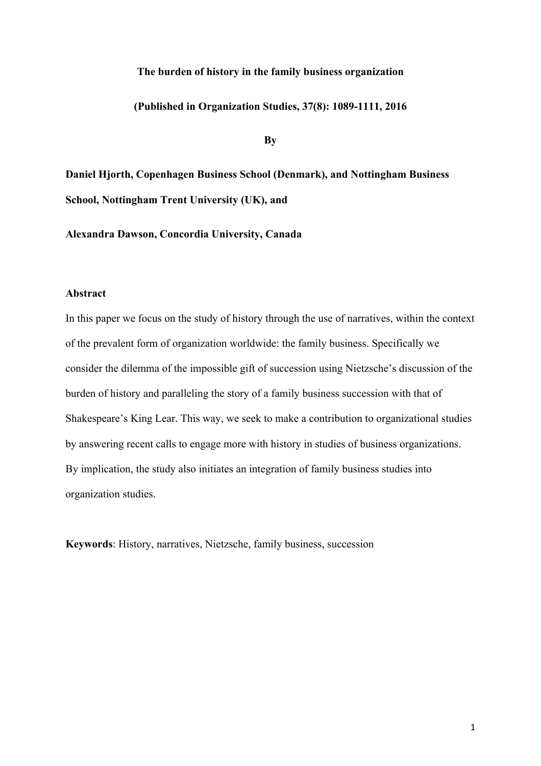# The burden of history in the family business organization

**(Published in Organization Studies, 37(8): 1089-1111, 2016**

**By**

**Daniel Hjorth, Copenhagen Business School (Denmark), and Nottingham Business School, Nottingham Trent University (UK), and**

**Alexandra Dawson, Concordia University, Canada**

## Abstract

In this paper we focus on the study of history through the use of narratives, within the context of the prevalent form of organization worldwide: the family business. Specifically we consider the dilemma of the impossible gift of succession using Nietzsche's discussion of the burden of history and paralleling the story of a family business succession with that of Shakespeare's King Lear. This way, we seek to make a contribution to organizational studies by answering recent calls to engage more with history in studies of business organizations. By implication, the study also initiates an integration of family business studies into organization studies.

**Keywords**: History, narratives, Nietzsche, family business, succession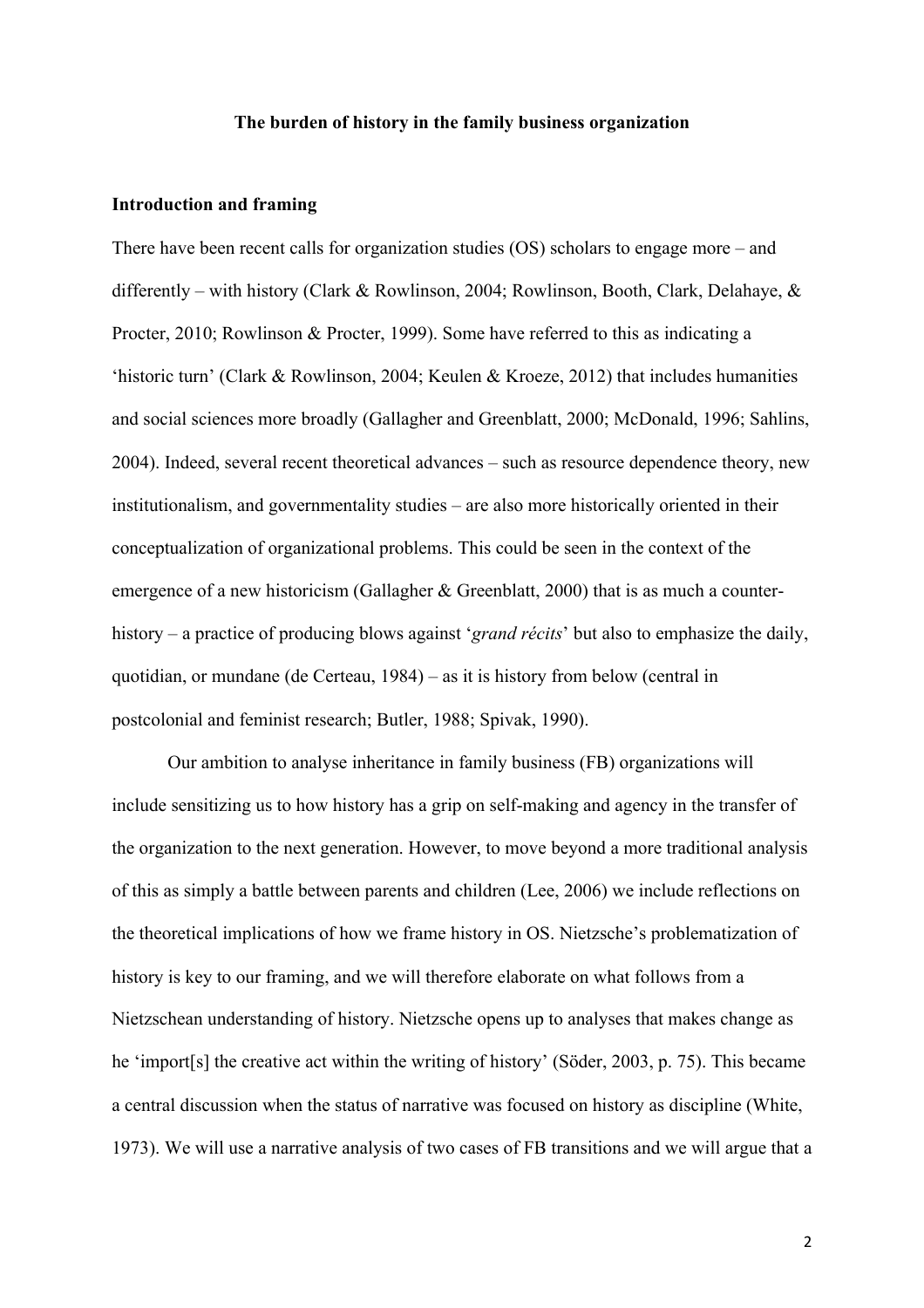**The burden of history in the family business organization**

**Introduction and framing**

There have been recent calls for organization studies (OS) scholars to engage more – and differently – with history (Clark & Rowlinson, 2004; Rowlinson, Booth, Clark, Delahaye, & Procter, 2010; Rowlinson & Procter, 1999). Some have referred to this as indicating a 'historic turn' (Clark & Rowlinson, 2004; Keulen & Kroeze, 2012) that includes humanities and social sciences more broadly (Gallagher and Greenblatt, 2000; McDonald, 1996; Sahlins, 2004). Indeed, several recent theoretical advances – such as resource dependence theory, new institutionalism, and governmentality studies – are also more historically oriented in their conceptualization of organizational problems. This could be seen in the context of the emergence of a new historicism (Gallagher & Greenblatt, 2000) that is as much a counter-history – a practice of producing blows against '*grand récits*' but also to emphasize the daily, quotidian, or mundane (de Certeau, 1984) – as it is history from below (central in postcolonial and feminist research; Butler, 1988; Spivak, 1990).

Our ambition to analyse inheritance in family business (FB) organizations will include sensitizing us to how history has a grip on self-making and agency in the transfer of the organization to the next generation. However, to move beyond a more traditional analysis of this as simply a battle between parents and children (Lee, 2006) we include reflections on the theoretical implications of how we frame history in OS. Nietzsche's problematization of history is key to our framing, and we will therefore elaborate on what follows from a Nietzschean understanding of history. Nietzsche opens up to analyses that makes change as he 'import[s] the creative act within the writing of history' (Söder, 2003, p. 75). This became a central discussion when the status of narrative was focused on history as discipline (White, 1973). We will use a narrative analysis of two cases of FB transitions and we will argue that a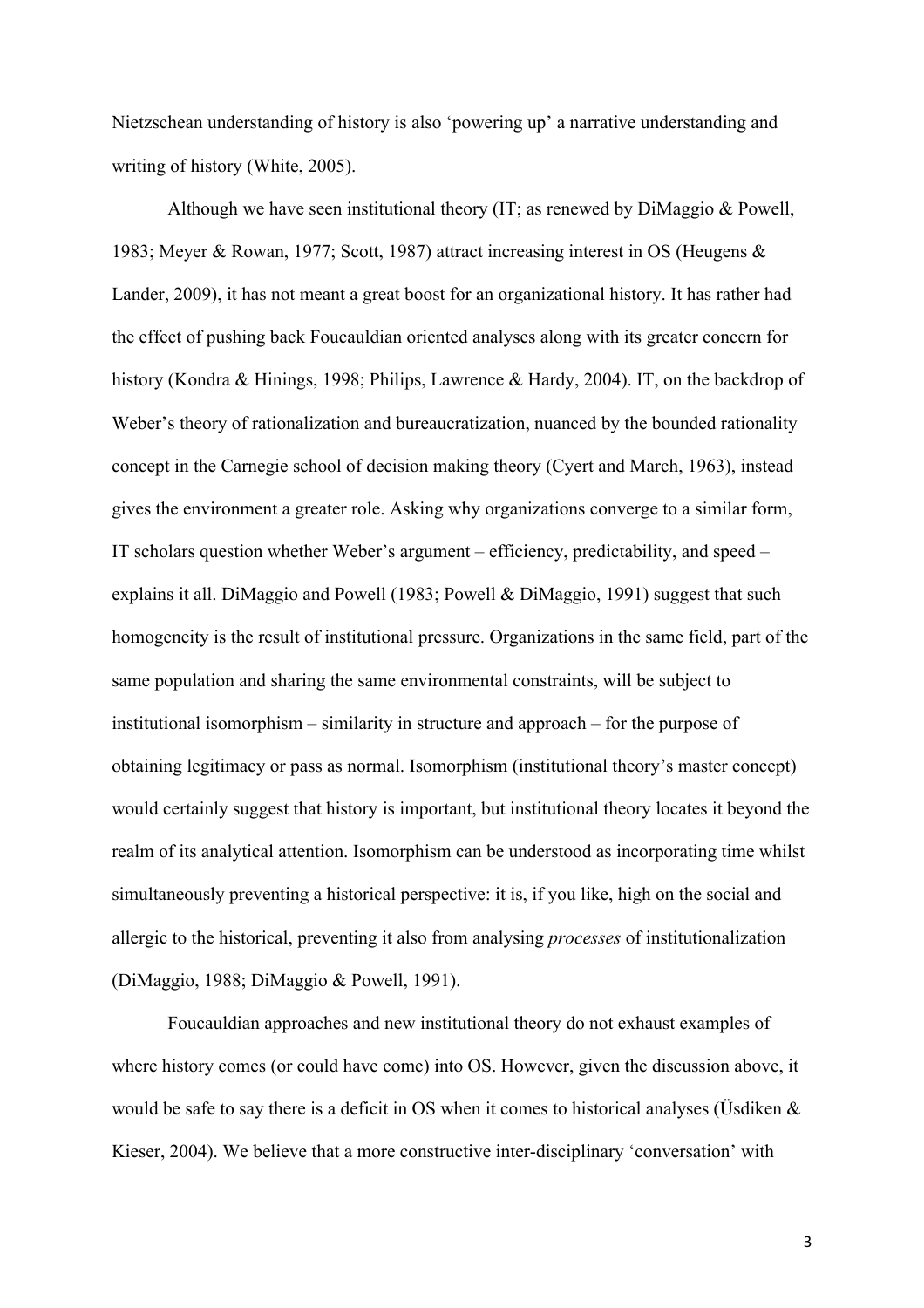Nietzschean understanding of history is also 'powering up' a narrative understanding and writing of history (White, 2005).

Although we have seen institutional theory (IT; as renewed by DiMaggio & Powell, 1983; Meyer & Rowan, 1977; Scott, 1987) attract increasing interest in OS (Heugens & Lander, 2009), it has not meant a great boost for an organizational history. It has rather had the effect of pushing back Foucauldian oriented analyses along with its greater concern for history (Kondra & Hinings, 1998; Philips, Lawrence & Hardy, 2004). IT, on the backdrop of Weber's theory of rationalization and bureaucratization, nuanced by the bounded rationality concept in the Carnegie school of decision making theory (Cyert and March, 1963), instead gives the environment a greater role. Asking why organizations converge to a similar form, IT scholars question whether Weber's argument – efficiency, predictability, and speed – explains it all. DiMaggio and Powell (1983; Powell & DiMaggio, 1991) suggest that such homogeneity is the result of institutional pressure. Organizations in the same field, part of the same population and sharing the same environmental constraints, will be subject to institutional isomorphism – similarity in structure and approach – for the purpose of obtaining legitimacy or pass as normal. Isomorphism (institutional theory's master concept) would certainly suggest that history is important, but institutional theory locates it beyond the realm of its analytical attention. Isomorphism can be understood as incorporating time whilst simultaneously preventing a historical perspective: it is, if you like, high on the social and allergic to the historical, preventing it also from analysing *processes* of institutionalization (DiMaggio, 1988; DiMaggio & Powell, 1991).

Foucauldian approaches and new institutional theory do not exhaust examples of where history comes (or could have come) into OS. However, given the discussion above, it would be safe to say there is a deficit in OS when it comes to historical analyses (Üsdiken & Kieser, 2004). We believe that a more constructive inter-disciplinary 'conversation' with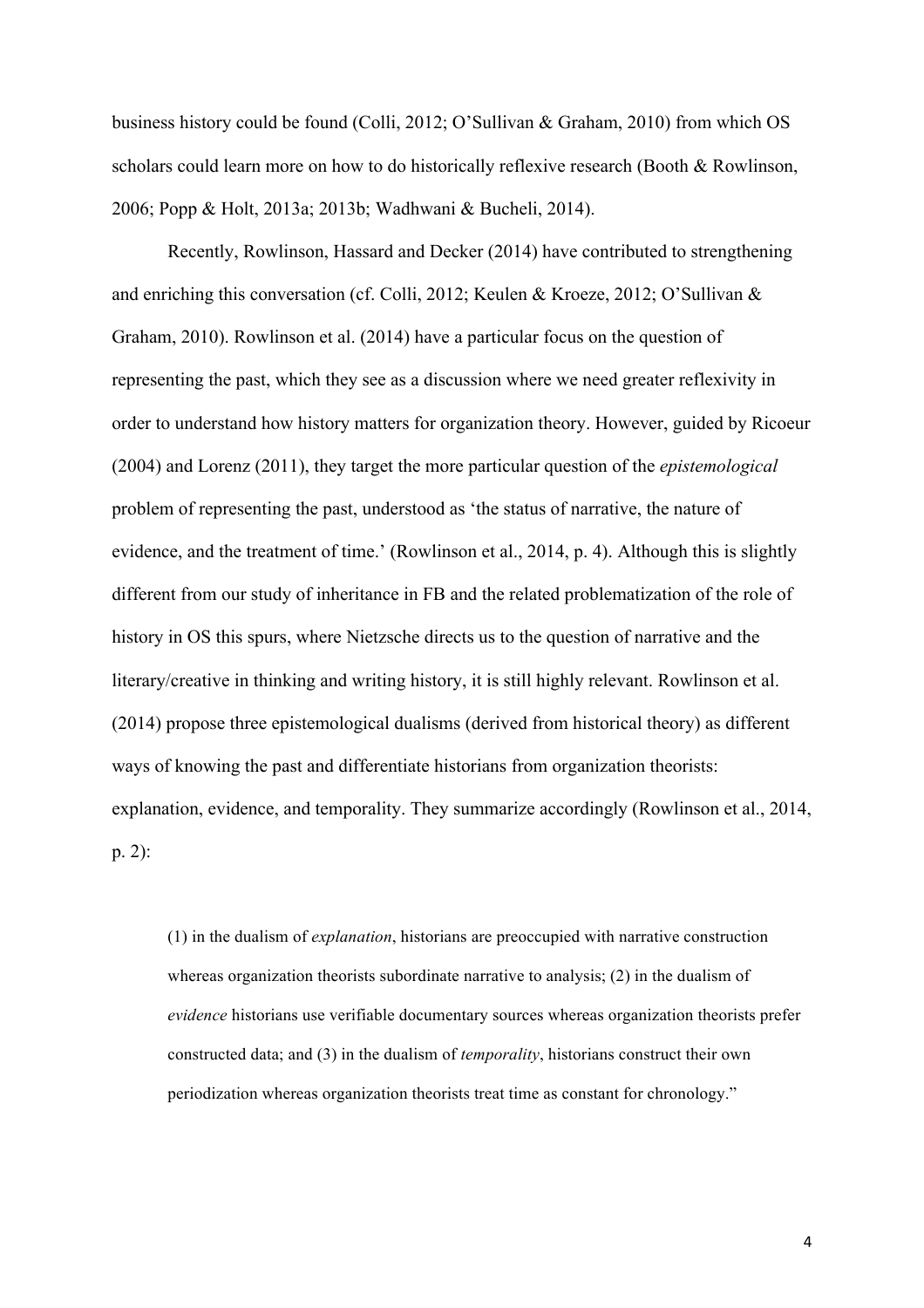business history could be found (Colli, 2012; O'Sullivan & Graham, 2010) from which OS scholars could learn more on how to do historically reflexive research (Booth & Rowlinson, 2006; Popp & Holt, 2013a; 2013b; Wadhwani & Bucheli, 2014).

Recently, Rowlinson, Hassard and Decker (2014) have contributed to strengthening and enriching this conversation (cf. Colli, 2012; Keulen & Kroeze, 2012; O'Sullivan & Graham, 2010). Rowlinson et al. (2014) have a particular focus on the question of representing the past, which they see as a discussion where we need greater reflexivity in order to understand how history matters for organization theory. However, guided by Ricoeur (2004) and Lorenz (2011), they target the more particular question of the *epistemological* problem of representing the past, understood as 'the status of narrative, the nature of evidence, and the treatment of time.' (Rowlinson et al., 2014, p. 4). Although this is slightly different from our study of inheritance in FB and the related problematization of the role of history in OS this spurs, where Nietzsche directs us to the question of narrative and the literary/creative in thinking and writing history, it is still highly relevant. Rowlinson et al. (2014) propose three epistemological dualisms (derived from historical theory) as different ways of knowing the past and differentiate historians from organization theorists: explanation, evidence, and temporality. They summarize accordingly (Rowlinson et al., 2014, p. 2):

> (1) in the dualism of *explanation*, historians are preoccupied with narrative construction whereas organization theorists subordinate narrative to analysis; (2) in the dualism of *evidence* historians use verifiable documentary sources whereas organization theorists prefer constructed data; and (3) in the dualism of *temporality*, historians construct their own periodization whereas organization theorists treat time as constant for chronology."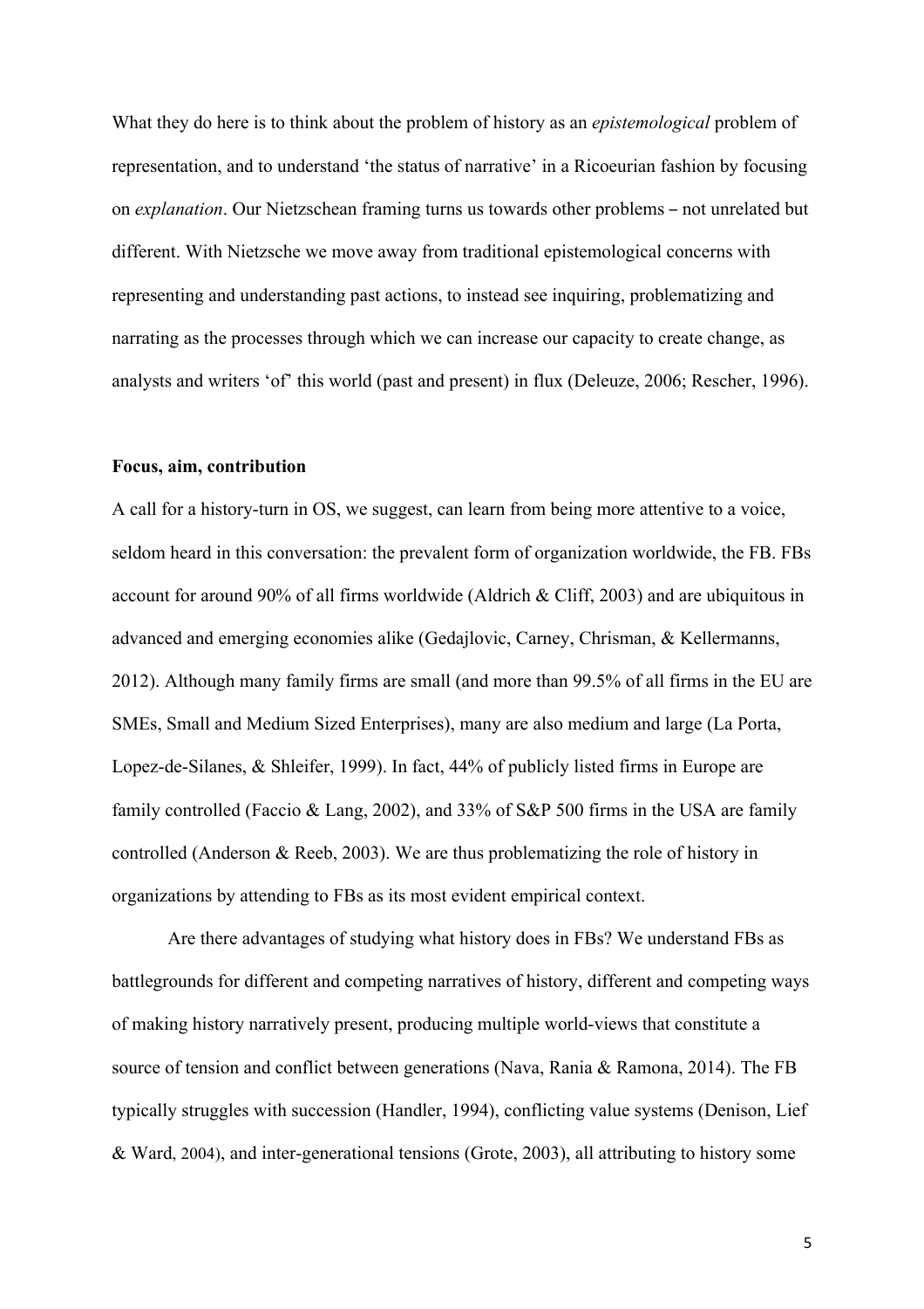What they do here is to think about the problem of history as an *epistemological* problem of representation, and to understand 'the status of narrative' in a Ricoeurian fashion by focusing on *explanation*. Our Nietzschean framing turns us towards other problems – not unrelated but different. With Nietzsche we move away from traditional epistemological concerns with representing and understanding past actions, to instead see inquiring, problematizing and narrating as the processes through which we can increase our capacity to create change, as analysts and writers 'of' this world (past and present) in flux (Deleuze, 2006; Rescher, 1996).

**Focus, aim, contribution**

A call for a history-turn in OS, we suggest, can learn from being more attentive to a voice, seldom heard in this conversation: the prevalent form of organization worldwide, the FB. FBs account for around 90% of all firms worldwide (Aldrich & Cliff, 2003) and are ubiquitous in advanced and emerging economies alike (Gedajlovic, Carney, Chrisman, & Kellermanns, 2012). Although many family firms are small (and more than 99.5% of all firms in the EU are SMEs, Small and Medium Sized Enterprises), many are also medium and large (La Porta, Lopez-de-Silanes, & Shleifer, 1999). In fact, 44% of publicly listed firms in Europe are family controlled (Faccio & Lang, 2002), and 33% of S&P 500 firms in the USA are family controlled (Anderson & Reeb, 2003). We are thus problematizing the role of history in organizations by attending to FBs as its most evident empirical context.

Are there advantages of studying what history does in FBs? We understand FBs as battlegrounds for different and competing narratives of history, different and competing ways of making history narratively present, producing multiple world-views that constitute a source of tension and conflict between generations (Nava, Rania & Ramona, 2014). The FB typically struggles with succession (Handler, 1994), conflicting value systems (Denison, Lief & Ward, 2004), and inter-generational tensions (Grote, 2003), all attributing to history some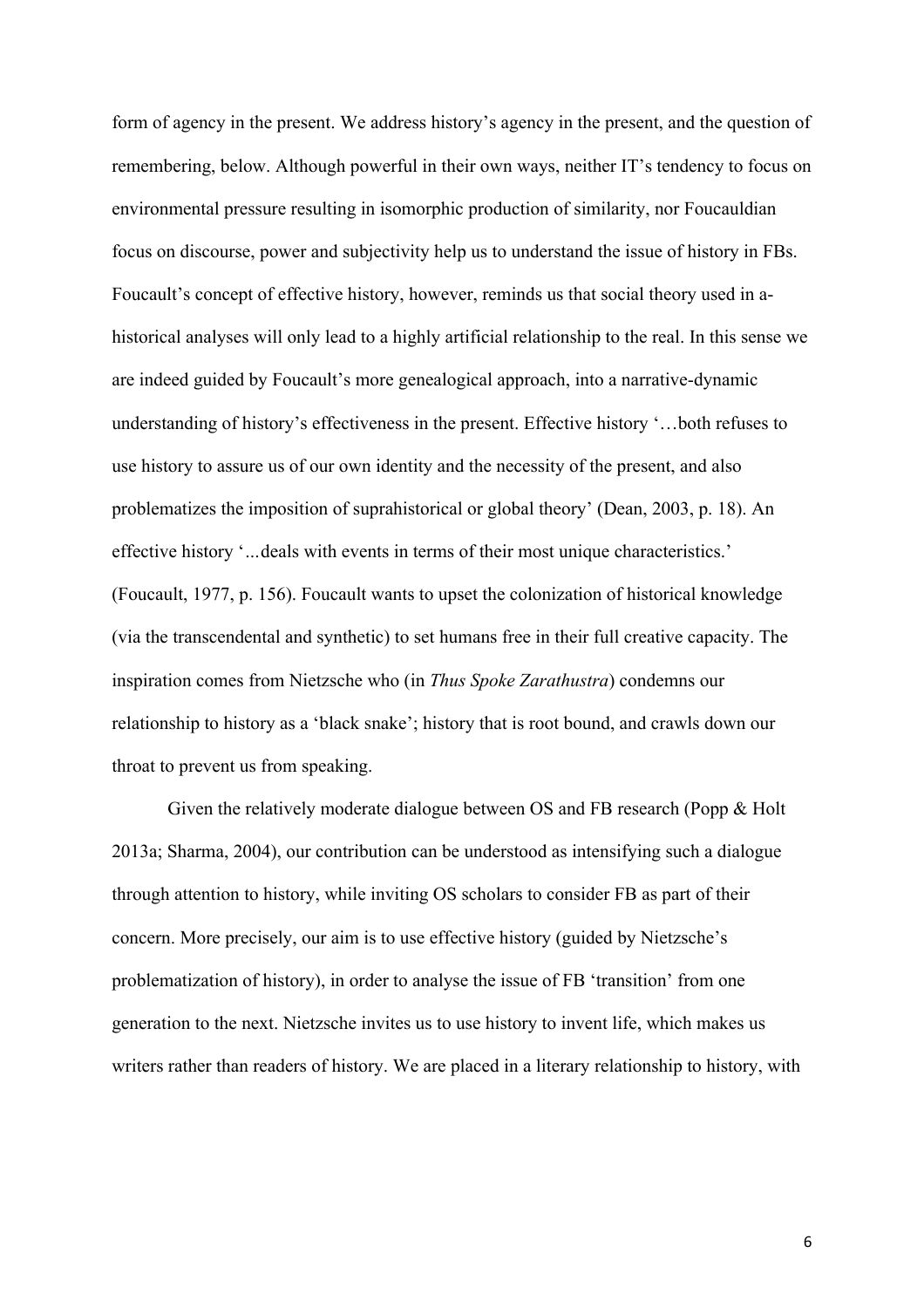form of agency in the present. We address history's agency in the present, and the question of remembering, below. Although powerful in their own ways, neither IT's tendency to focus on environmental pressure resulting in isomorphic production of similarity, nor Foucauldian focus on discourse, power and subjectivity help us to understand the issue of history in FBs. Foucault's concept of effective history, however, reminds us that social theory used in a-historical analyses will only lead to a highly artificial relationship to the real. In this sense we are indeed guided by Foucault's more genealogical approach, into a narrative-dynamic understanding of history's effectiveness in the present. Effective history '…both refuses to use history to assure us of our own identity and the necessity of the present, and also problematizes the imposition of suprahistorical or global theory' (Dean, 2003, p. 18). An effective history '...deals with events in terms of their most unique characteristics.' (Foucault, 1977, p. 156). Foucault wants to upset the colonization of historical knowledge (via the transcendental and synthetic) to set humans free in their full creative capacity. The inspiration comes from Nietzsche who (in *Thus Spoke Zarathustra*) condemns our relationship to history as a 'black snake'; history that is root bound, and crawls down our throat to prevent us from speaking.

Given the relatively moderate dialogue between OS and FB research (Popp & Holt 2013a; Sharma, 2004), our contribution can be understood as intensifying such a dialogue through attention to history, while inviting OS scholars to consider FB as part of their concern. More precisely, our aim is to use effective history (guided by Nietzsche's problematization of history), in order to analyse the issue of FB 'transition' from one generation to the next. Nietzsche invites us to use history to invent life, which makes us writers rather than readers of history. We are placed in a literary relationship to history, with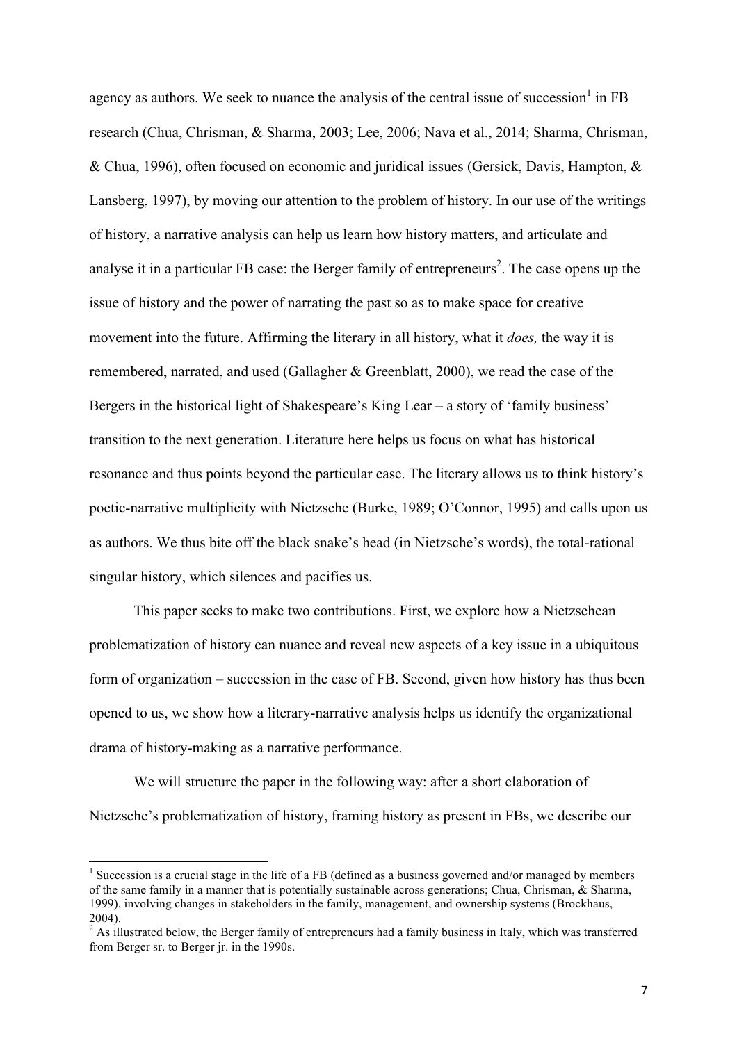agency as authors. We seek to nuance the analysis of the central issue of succession[1] in FB research (Chua, Chrisman, & Sharma, 2003; Lee, 2006; Nava et al., 2014; Sharma, Chrisman, & Chua, 1996), often focused on economic and juridical issues (Gersick, Davis, Hampton, & Lansberg, 1997), by moving our attention to the problem of history. In our use of the writings of history, a narrative analysis can help us learn how history matters, and articulate and analyse it in a particular FB case: the Berger family of entrepreneurs[2]. The case opens up the issue of history and the power of narrating the past so as to make space for creative movement into the future. Affirming the literary in all history, what it *does,* the way it is remembered, narrated, and used (Gallagher & Greenblatt, 2000), we read the case of the Bergers in the historical light of Shakespeare's King Lear – a story of 'family business' transition to the next generation. Literature here helps us focus on what has historical resonance and thus points beyond the particular case. The literary allows us to think history's poetic-narrative multiplicity with Nietzsche (Burke, 1989; O'Connor, 1995) and calls upon us as authors. We thus bite off the black snake's head (in Nietzsche's words), the total-rational singular history, which silences and pacifies us.

This paper seeks to make two contributions. First, we explore how a Nietzschean problematization of history can nuance and reveal new aspects of a key issue in a ubiquitous form of organization – succession in the case of FB. Second, given how history has thus been opened to us, we show how a literary-narrative analysis helps us identify the organizational drama of history-making as a narrative performance.

We will structure the paper in the following way: after a short elaboration of Nietzsche's problematization of history, framing history as present in FBs, we describe our

---

[1] Succession is a crucial stage in the life of a FB (defined as a business governed and/or managed by members of the same family in a manner that is potentially sustainable across generations; Chua, Chrisman, & Sharma, 1999), involving changes in stakeholders in the family, management, and ownership systems (Brockhaus, 2004).

[2] As illustrated below, the Berger family of entrepreneurs had a family business in Italy, which was transferred from Berger sr. to Berger jr. in the 1990s.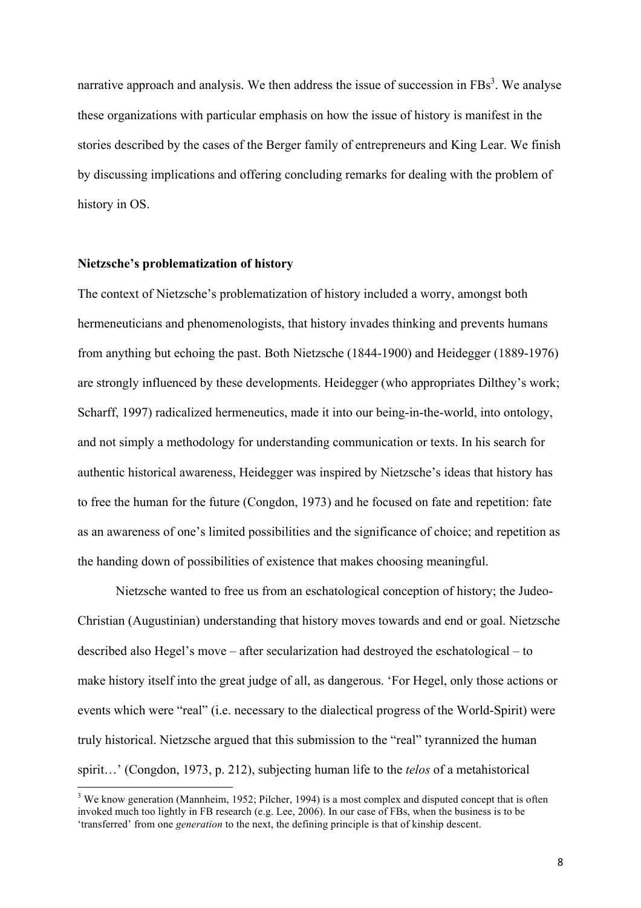narrative approach and analysis. We then address the issue of succession in FBs[3]. We analyse these organizations with particular emphasis on how the issue of history is manifest in the stories described by the cases of the Berger family of entrepreneurs and King Lear. We finish by discussing implications and offering concluding remarks for dealing with the problem of history in OS.

**Nietzsche's problematization of history**

The context of Nietzsche's problematization of history included a worry, amongst both hermeneuticians and phenomenologists, that history invades thinking and prevents humans from anything but echoing the past. Both Nietzsche (1844-1900) and Heidegger (1889-1976) are strongly influenced by these developments. Heidegger (who appropriates Dilthey's work; Scharff, 1997) radicalized hermeneutics, made it into our being-in-the-world, into ontology, and not simply a methodology for understanding communication or texts. In his search for authentic historical awareness, Heidegger was inspired by Nietzsche's ideas that history has to free the human for the future (Congdon, 1973) and he focused on fate and repetition: fate as an awareness of one's limited possibilities and the significance of choice; and repetition as the handing down of possibilities of existence that makes choosing meaningful.

Nietzsche wanted to free us from an eschatological conception of history; the Judeo-Christian (Augustinian) understanding that history moves towards and end or goal. Nietzsche described also Hegel's move – after secularization had destroyed the eschatological – to make history itself into the great judge of all, as dangerous. 'For Hegel, only those actions or events which were "real" (i.e. necessary to the dialectical progress of the World-Spirit) were truly historical. Nietzsche argued that this submission to the "real" tyrannized the human spirit…' (Congdon, 1973, p. 212), subjecting human life to the *telos* of a metahistorical

[3] We know generation (Mannheim, 1952; Pilcher, 1994) is a most complex and disputed concept that is often invoked much too lightly in FB research (e.g. Lee, 2006). In our case of FBs, when the business is to be 'transferred' from one *generation* to the next, the defining principle is that of kinship descent.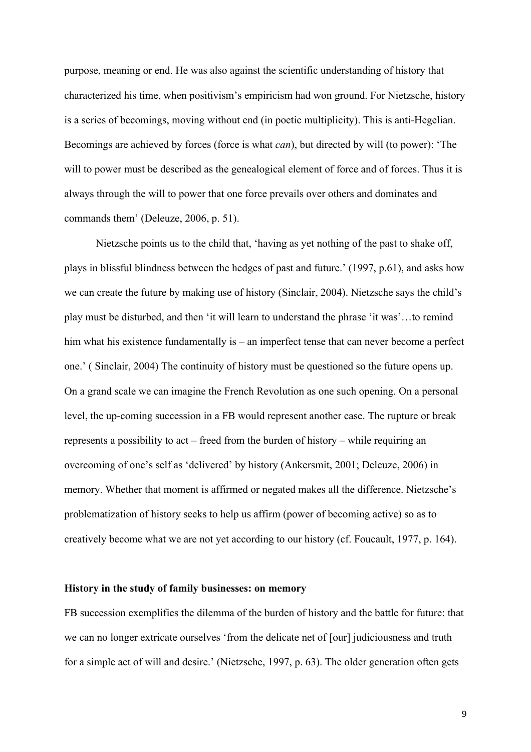purpose, meaning or end. He was also against the scientific understanding of history that characterized his time, when positivism's empiricism had won ground. For Nietzsche, history is a series of becomings, moving without end (in poetic multiplicity). This is anti-Hegelian. Becomings are achieved by forces (force is what *can*), but directed by will (to power): 'The will to power must be described as the genealogical element of force and of forces. Thus it is always through the will to power that one force prevails over others and dominates and commands them' (Deleuze, 2006, p. 51).

Nietzsche points us to the child that, 'having as yet nothing of the past to shake off, plays in blissful blindness between the hedges of past and future.' (1997, p.61), and asks how we can create the future by making use of history (Sinclair, 2004). Nietzsche says the child's play must be disturbed, and then 'it will learn to understand the phrase 'it was'…to remind him what his existence fundamentally is – an imperfect tense that can never become a perfect one.' ( Sinclair, 2004) The continuity of history must be questioned so the future opens up. On a grand scale we can imagine the French Revolution as one such opening. On a personal level, the up-coming succession in a FB would represent another case. The rupture or break represents a possibility to act – freed from the burden of history – while requiring an overcoming of one's self as 'delivered' by history (Ankersmit, 2001; Deleuze, 2006) in memory. Whether that moment is affirmed or negated makes all the difference. Nietzsche's problematization of history seeks to help us affirm (power of becoming active) so as to creatively become what we are not yet according to our history (cf. Foucault, 1977, p. 164).

## History in the study of family businesses: on memory

FB succession exemplifies the dilemma of the burden of history and the battle for future: that we can no longer extricate ourselves 'from the delicate net of [our] judiciousness and truth for a simple act of will and desire.' (Nietzsche, 1997, p. 63). The older generation often gets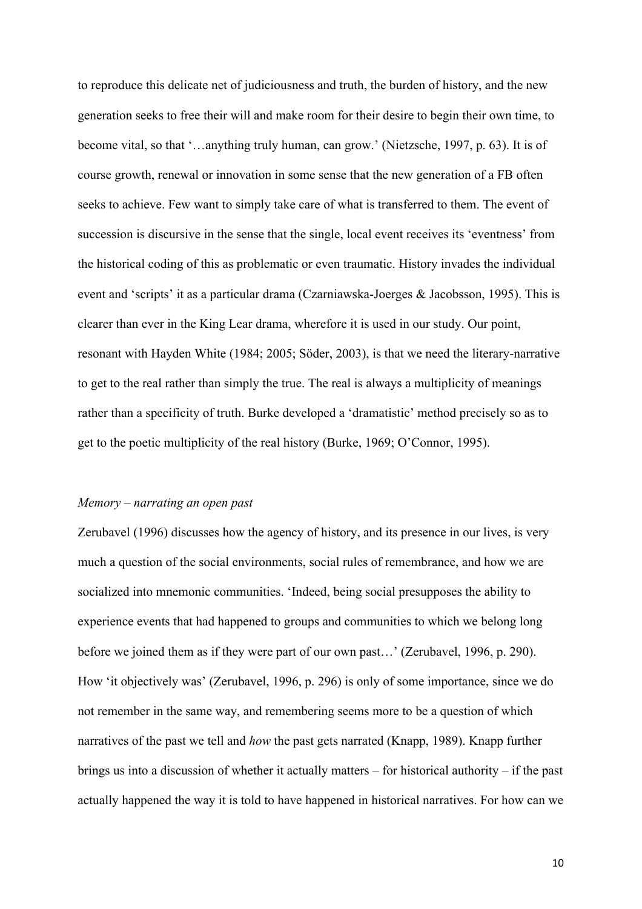to reproduce this delicate net of judiciousness and truth, the burden of history, and the new generation seeks to free their will and make room for their desire to begin their own time, to become vital, so that '…anything truly human, can grow.' (Nietzsche, 1997, p. 63). It is of course growth, renewal or innovation in some sense that the new generation of a FB often seeks to achieve. Few want to simply take care of what is transferred to them. The event of succession is discursive in the sense that the single, local event receives its 'eventness' from the historical coding of this as problematic or even traumatic. History invades the individual event and 'scripts' it as a particular drama (Czarniawska-Joerges & Jacobsson, 1995). This is clearer than ever in the King Lear drama, wherefore it is used in our study. Our point, resonant with Hayden White (1984; 2005; Söder, 2003), is that we need the literary-narrative to get to the real rather than simply the true. The real is always a multiplicity of meanings rather than a specificity of truth. Burke developed a 'dramatistic' method precisely so as to get to the poetic multiplicity of the real history (Burke, 1969; O'Connor, 1995).

*Memory – narrating an open past*

Zerubavel (1996) discusses how the agency of history, and its presence in our lives, is very much a question of the social environments, social rules of remembrance, and how we are socialized into mnemonic communities. 'Indeed, being social presupposes the ability to experience events that had happened to groups and communities to which we belong long before we joined them as if they were part of our own past…' (Zerubavel, 1996, p. 290). How 'it objectively was' (Zerubavel, 1996, p. 296) is only of some importance, since we do not remember in the same way, and remembering seems more to be a question of which narratives of the past we tell and *how* the past gets narrated (Knapp, 1989). Knapp further brings us into a discussion of whether it actually matters – for historical authority – if the past actually happened the way it is told to have happened in historical narratives. For how can we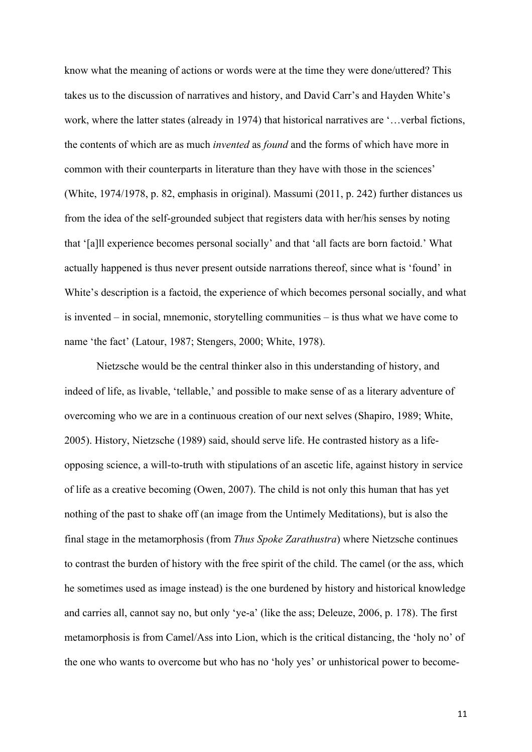know what the meaning of actions or words were at the time they were done/uttered? This takes us to the discussion of narratives and history, and David Carr's and Hayden White's work, where the latter states (already in 1974) that historical narratives are '…verbal fictions, the contents of which are as much *invented* as *found* and the forms of which have more in common with their counterparts in literature than they have with those in the sciences' (White, 1974/1978, p. 82, emphasis in original). Massumi (2011, p. 242) further distances us from the idea of the self-grounded subject that registers data with her/his senses by noting that '[a]ll experience becomes personal socially' and that 'all facts are born factoid.' What actually happened is thus never present outside narrations thereof, since what is 'found' in White's description is a factoid, the experience of which becomes personal socially, and what is invented – in social, mnemonic, storytelling communities – is thus what we have come to name 'the fact' (Latour, 1987; Stengers, 2000; White, 1978).

Nietzsche would be the central thinker also in this understanding of history, and indeed of life, as livable, 'tellable,' and possible to make sense of as a literary adventure of overcoming who we are in a continuous creation of our next selves (Shapiro, 1989; White, 2005). History, Nietzsche (1989) said, should serve life. He contrasted history as a life-opposing science, a will-to-truth with stipulations of an ascetic life, against history in service of life as a creative becoming (Owen, 2007). The child is not only this human that has yet nothing of the past to shake off (an image from the Untimely Meditations), but is also the final stage in the metamorphosis (from *Thus Spoke Zarathustra*) where Nietzsche continues to contrast the burden of history with the free spirit of the child. The camel (or the ass, which he sometimes used as image instead) is the one burdened by history and historical knowledge and carries all, cannot say no, but only 'ye-a' (like the ass; Deleuze, 2006, p. 178). The first metamorphosis is from Camel/Ass into Lion, which is the critical distancing, the 'holy no' of the one who wants to overcome but who has no 'holy yes' or unhistorical power to become-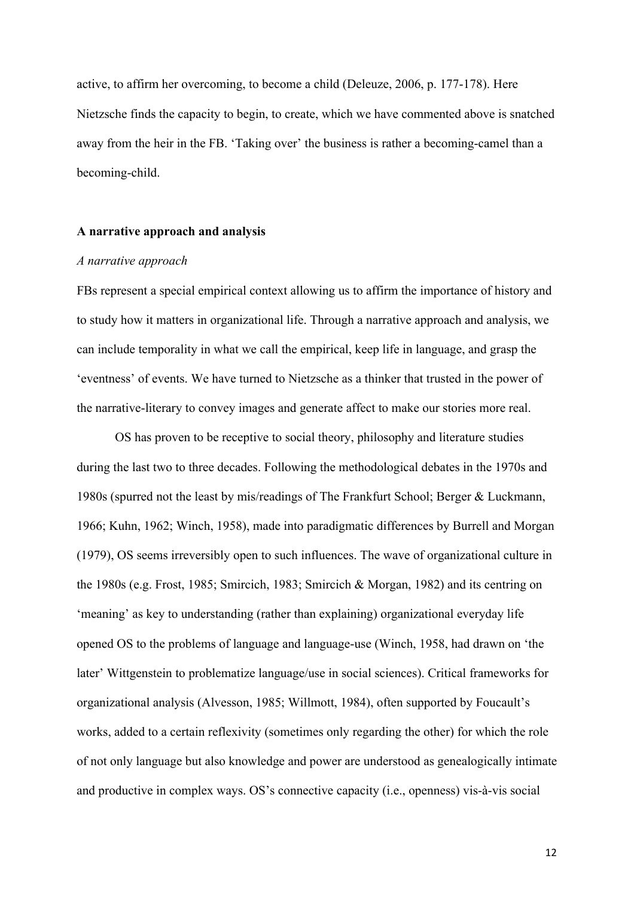active, to affirm her overcoming, to become a child (Deleuze, 2006, p. 177-178). Here Nietzsche finds the capacity to begin, to create, which we have commented above is snatched away from the heir in the FB. 'Taking over' the business is rather a becoming-camel than a becoming-child.

## A narrative approach and analysis

### *A narrative approach*

FBs represent a special empirical context allowing us to affirm the importance of history and to study how it matters in organizational life. Through a narrative approach and analysis, we can include temporality in what we call the empirical, keep life in language, and grasp the 'eventness' of events. We have turned to Nietzsche as a thinker that trusted in the power of the narrative-literary to convey images and generate affect to make our stories more real.

OS has proven to be receptive to social theory, philosophy and literature studies during the last two to three decades. Following the methodological debates in the 1970s and 1980s (spurred not the least by mis/readings of The Frankfurt School; Berger & Luckmann, 1966; Kuhn, 1962; Winch, 1958), made into paradigmatic differences by Burrell and Morgan (1979), OS seems irreversibly open to such influences. The wave of organizational culture in the 1980s (e.g. Frost, 1985; Smircich, 1983; Smircich & Morgan, 1982) and its centring on 'meaning' as key to understanding (rather than explaining) organizational everyday life opened OS to the problems of language and language-use (Winch, 1958, had drawn on 'the later' Wittgenstein to problematize language/use in social sciences). Critical frameworks for organizational analysis (Alvesson, 1985; Willmott, 1984), often supported by Foucault's works, added to a certain reflexivity (sometimes only regarding the other) for which the role of not only language but also knowledge and power are understood as genealogically intimate and productive in complex ways. OS's connective capacity (i.e., openness) vis-à-vis social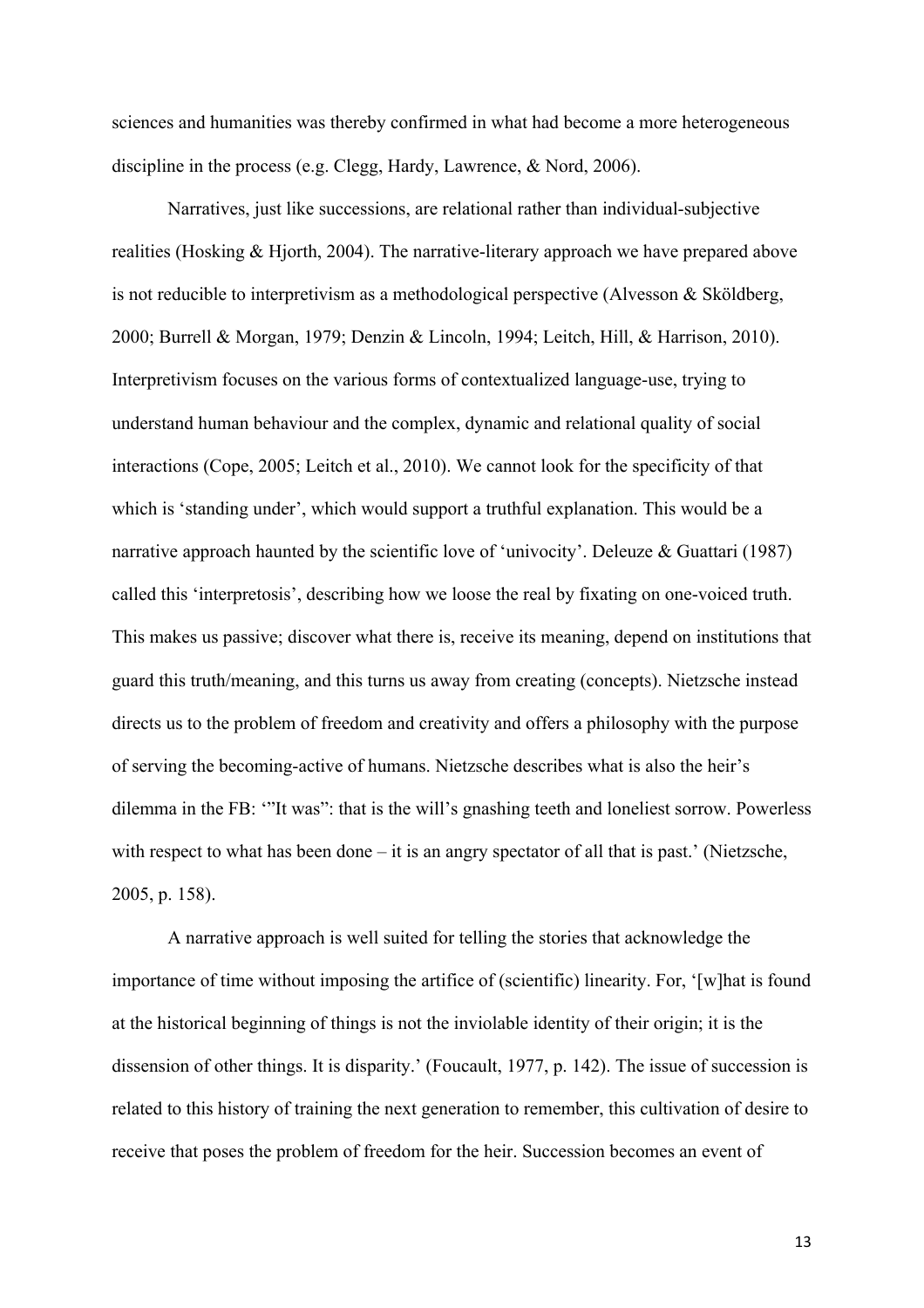sciences and humanities was thereby confirmed in what had become a more heterogeneous discipline in the process (e.g. Clegg, Hardy, Lawrence, & Nord, 2006).

Narratives, just like successions, are relational rather than individual-subjective realities (Hosking & Hjorth, 2004). The narrative-literary approach we have prepared above is not reducible to interpretivism as a methodological perspective (Alvesson & Sköldberg, 2000; Burrell & Morgan, 1979; Denzin & Lincoln, 1994; Leitch, Hill, & Harrison, 2010). Interpretivism focuses on the various forms of contextualized language-use, trying to understand human behaviour and the complex, dynamic and relational quality of social interactions (Cope, 2005; Leitch et al., 2010). We cannot look for the specificity of that which is 'standing under', which would support a truthful explanation. This would be a narrative approach haunted by the scientific love of 'univocity'. Deleuze & Guattari (1987) called this 'interpretosis', describing how we loose the real by fixating on one-voiced truth. This makes us passive; discover what there is, receive its meaning, depend on institutions that guard this truth/meaning, and this turns us away from creating (concepts). Nietzsche instead directs us to the problem of freedom and creativity and offers a philosophy with the purpose of serving the becoming-active of humans. Nietzsche describes what is also the heir's dilemma in the FB: '"It was": that is the will's gnashing teeth and loneliest sorrow. Powerless with respect to what has been done – it is an angry spectator of all that is past.' (Nietzsche, 2005, p. 158).

A narrative approach is well suited for telling the stories that acknowledge the importance of time without imposing the artifice of (scientific) linearity. For, '[w]hat is found at the historical beginning of things is not the inviolable identity of their origin; it is the dissension of other things. It is disparity.' (Foucault, 1977, p. 142). The issue of succession is related to this history of training the next generation to remember, this cultivation of desire to receive that poses the problem of freedom for the heir. Succession becomes an event of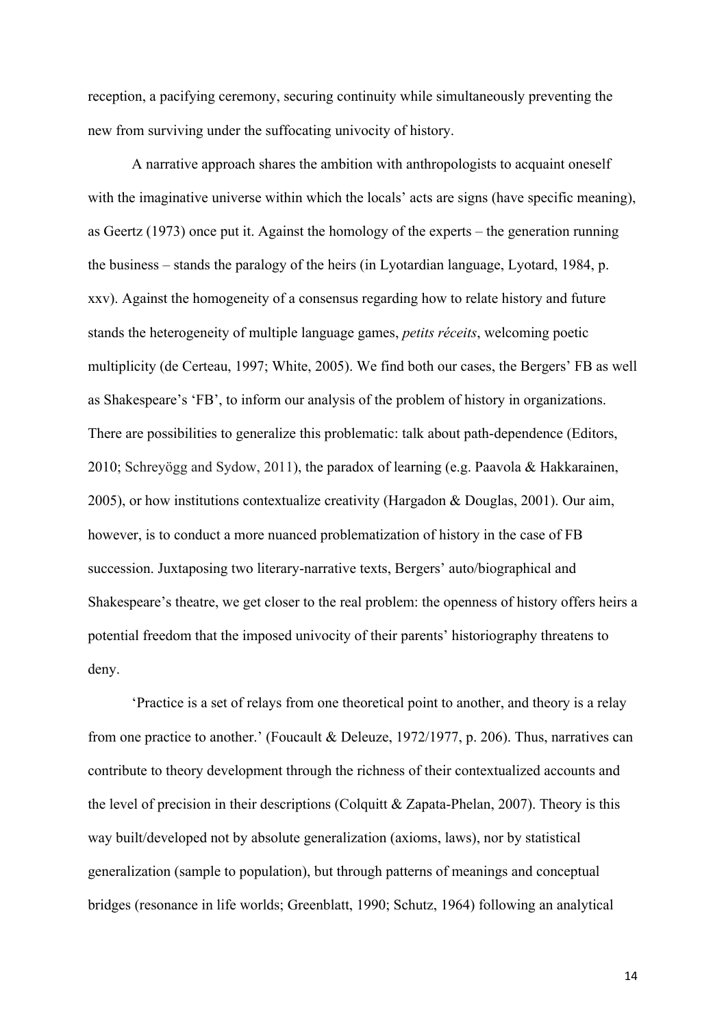reception, a pacifying ceremony, securing continuity while simultaneously preventing the new from surviving under the suffocating univocity of history.

A narrative approach shares the ambition with anthropologists to acquaint oneself with the imaginative universe within which the locals' acts are signs (have specific meaning), as Geertz (1973) once put it. Against the homology of the experts – the generation running the business – stands the paralogy of the heirs (in Lyotardian language, Lyotard, 1984, p. xxv). Against the homogeneity of a consensus regarding how to relate history and future stands the heterogeneity of multiple language games, *petits réceits*, welcoming poetic multiplicity (de Certeau, 1997; White, 2005). We find both our cases, the Bergers' FB as well as Shakespeare's 'FB', to inform our analysis of the problem of history in organizations. There are possibilities to generalize this problematic: talk about path-dependence (Editors, 2010; Schreyögg and Sydow, 2011), the paradox of learning (e.g. Paavola & Hakkarainen, 2005), or how institutions contextualize creativity (Hargadon & Douglas, 2001). Our aim, however, is to conduct a more nuanced problematization of history in the case of FB succession. Juxtaposing two literary-narrative texts, Bergers' auto/biographical and Shakespeare's theatre, we get closer to the real problem: the openness of history offers heirs a potential freedom that the imposed univocity of their parents' historiography threatens to deny.

'Practice is a set of relays from one theoretical point to another, and theory is a relay from one practice to another.' (Foucault & Deleuze, 1972/1977, p. 206). Thus, narratives can contribute to theory development through the richness of their contextualized accounts and the level of precision in their descriptions (Colquitt & Zapata-Phelan, 2007). Theory is this way built/developed not by absolute generalization (axioms, laws), nor by statistical generalization (sample to population), but through patterns of meanings and conceptual bridges (resonance in life worlds; Greenblatt, 1990; Schutz, 1964) following an analytical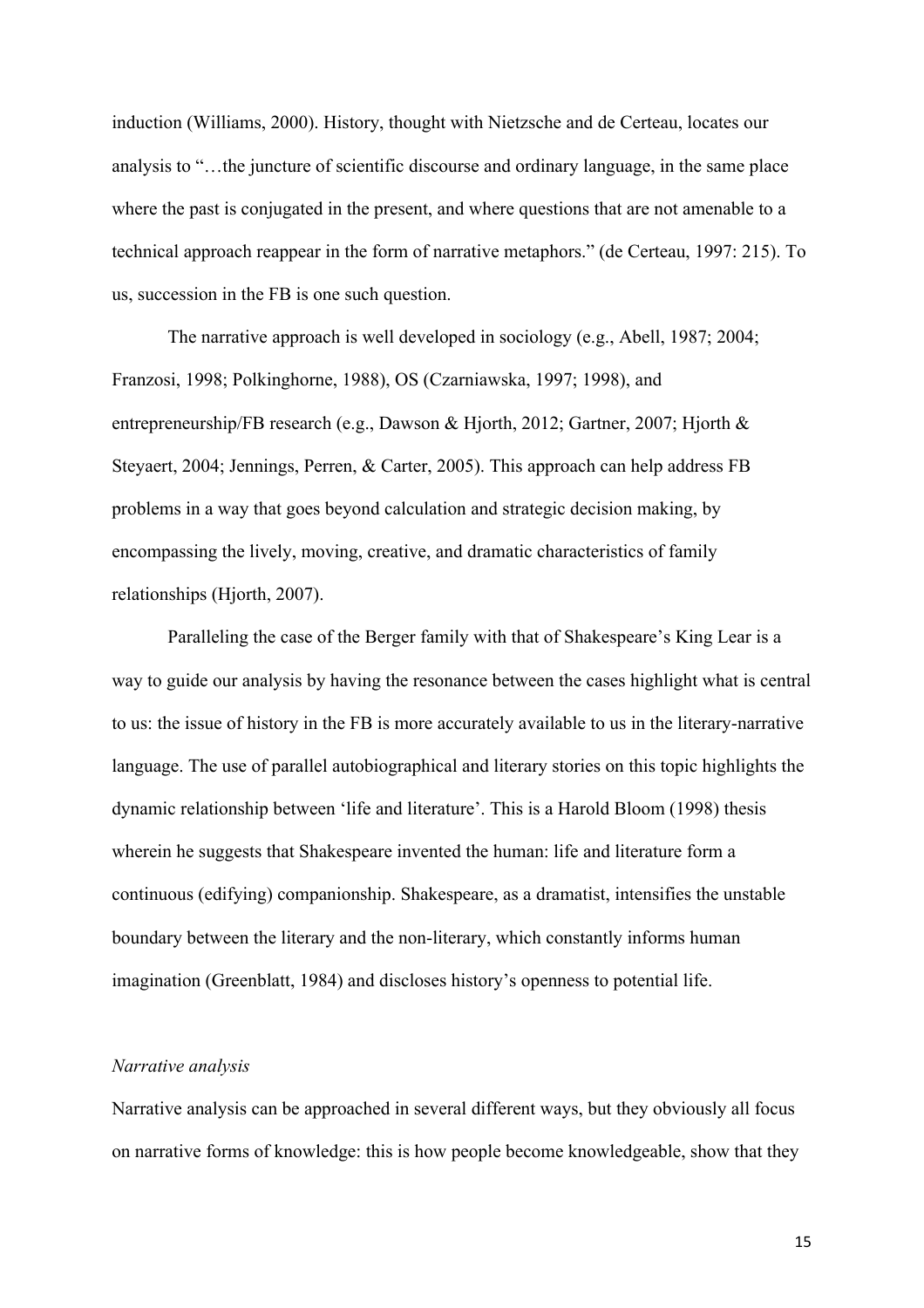induction (Williams, 2000). History, thought with Nietzsche and de Certeau, locates our analysis to "…the juncture of scientific discourse and ordinary language, in the same place where the past is conjugated in the present, and where questions that are not amenable to a technical approach reappear in the form of narrative metaphors." (de Certeau, 1997: 215). To us, succession in the FB is one such question.

The narrative approach is well developed in sociology (e.g., Abell, 1987; 2004; Franzosi, 1998; Polkinghorne, 1988), OS (Czarniawska, 1997; 1998), and entrepreneurship/FB research (e.g., Dawson & Hjorth, 2012; Gartner, 2007; Hjorth & Steyaert, 2004; Jennings, Perren, & Carter, 2005). This approach can help address FB problems in a way that goes beyond calculation and strategic decision making, by encompassing the lively, moving, creative, and dramatic characteristics of family relationships (Hjorth, 2007).

Paralleling the case of the Berger family with that of Shakespeare's King Lear is a way to guide our analysis by having the resonance between the cases highlight what is central to us: the issue of history in the FB is more accurately available to us in the literary-narrative language. The use of parallel autobiographical and literary stories on this topic highlights the dynamic relationship between 'life and literature'. This is a Harold Bloom (1998) thesis wherein he suggests that Shakespeare invented the human: life and literature form a continuous (edifying) companionship. Shakespeare, as a dramatist, intensifies the unstable boundary between the literary and the non-literary, which constantly informs human imagination (Greenblatt, 1984) and discloses history's openness to potential life.

*Narrative analysis*

Narrative analysis can be approached in several different ways, but they obviously all focus on narrative forms of knowledge: this is how people become knowledgeable, show that they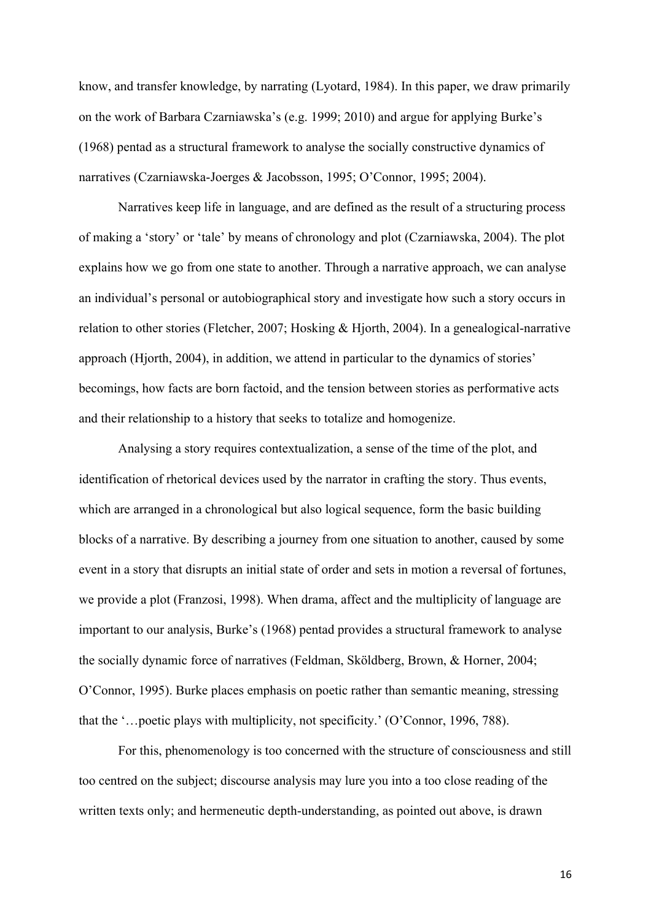know, and transfer knowledge, by narrating (Lyotard, 1984). In this paper, we draw primarily on the work of Barbara Czarniawska's (e.g. 1999; 2010) and argue for applying Burke's (1968) pentad as a structural framework to analyse the socially constructive dynamics of narratives (Czarniawska-Joerges & Jacobsson, 1995; O'Connor, 1995; 2004).

Narratives keep life in language, and are defined as the result of a structuring process of making a 'story' or 'tale' by means of chronology and plot (Czarniawska, 2004). The plot explains how we go from one state to another. Through a narrative approach, we can analyse an individual's personal or autobiographical story and investigate how such a story occurs in relation to other stories (Fletcher, 2007; Hosking & Hjorth, 2004). In a genealogical-narrative approach (Hjorth, 2004), in addition, we attend in particular to the dynamics of stories' becomings, how facts are born factoid, and the tension between stories as performative acts and their relationship to a history that seeks to totalize and homogenize.

Analysing a story requires contextualization, a sense of the time of the plot, and identification of rhetorical devices used by the narrator in crafting the story. Thus events, which are arranged in a chronological but also logical sequence, form the basic building blocks of a narrative. By describing a journey from one situation to another, caused by some event in a story that disrupts an initial state of order and sets in motion a reversal of fortunes, we provide a plot (Franzosi, 1998). When drama, affect and the multiplicity of language are important to our analysis, Burke's (1968) pentad provides a structural framework to analyse the socially dynamic force of narratives (Feldman, Sköldberg, Brown, & Horner, 2004; O'Connor, 1995). Burke places emphasis on poetic rather than semantic meaning, stressing that the '…poetic plays with multiplicity, not specificity.' (O'Connor, 1996, 788).

For this, phenomenology is too concerned with the structure of consciousness and still too centred on the subject; discourse analysis may lure you into a too close reading of the written texts only; and hermeneutic depth-understanding, as pointed out above, is drawn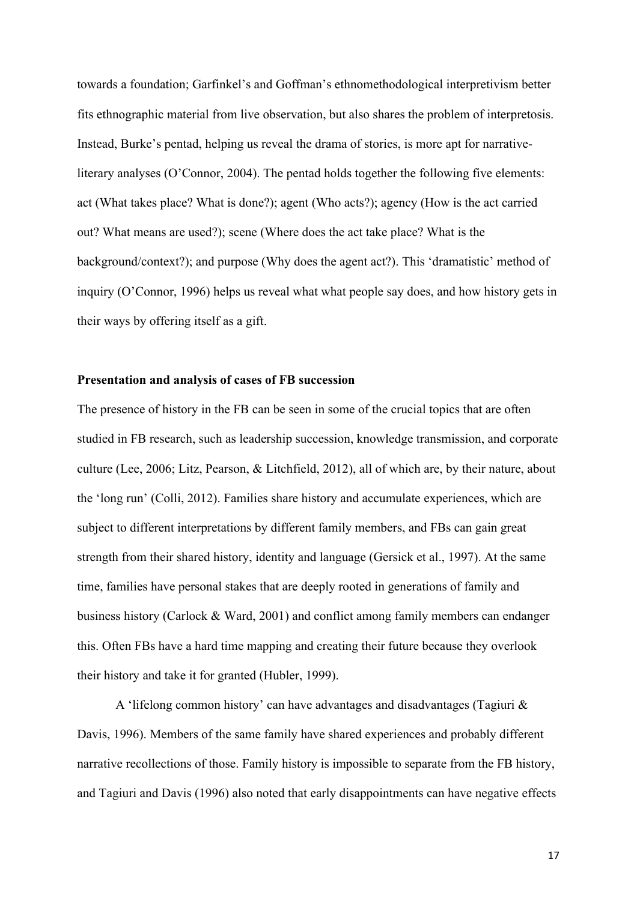towards a foundation; Garfinkel's and Goffman's ethnomethodological interpretivism better fits ethnographic material from live observation, but also shares the problem of interpretosis. Instead, Burke's pentad, helping us reveal the drama of stories, is more apt for narrative-literary analyses (O'Connor, 2004). The pentad holds together the following five elements: act (What takes place? What is done?); agent (Who acts?); agency (How is the act carried out? What means are used?); scene (Where does the act take place? What is the background/context?); and purpose (Why does the agent act?). This 'dramatistic' method of inquiry (O'Connor, 1996) helps us reveal what what people say does, and how history gets in their ways by offering itself as a gift.

**Presentation and analysis of cases of FB succession**

The presence of history in the FB can be seen in some of the crucial topics that are often studied in FB research, such as leadership succession, knowledge transmission, and corporate culture (Lee, 2006; Litz, Pearson, & Litchfield, 2012), all of which are, by their nature, about the 'long run' (Colli, 2012). Families share history and accumulate experiences, which are subject to different interpretations by different family members, and FBs can gain great strength from their shared history, identity and language (Gersick et al., 1997). At the same time, families have personal stakes that are deeply rooted in generations of family and business history (Carlock & Ward, 2001) and conflict among family members can endanger this. Often FBs have a hard time mapping and creating their future because they overlook their history and take it for granted (Hubler, 1999).

A 'lifelong common history' can have advantages and disadvantages (Tagiuri & Davis, 1996). Members of the same family have shared experiences and probably different narrative recollections of those. Family history is impossible to separate from the FB history, and Tagiuri and Davis (1996) also noted that early disappointments can have negative effects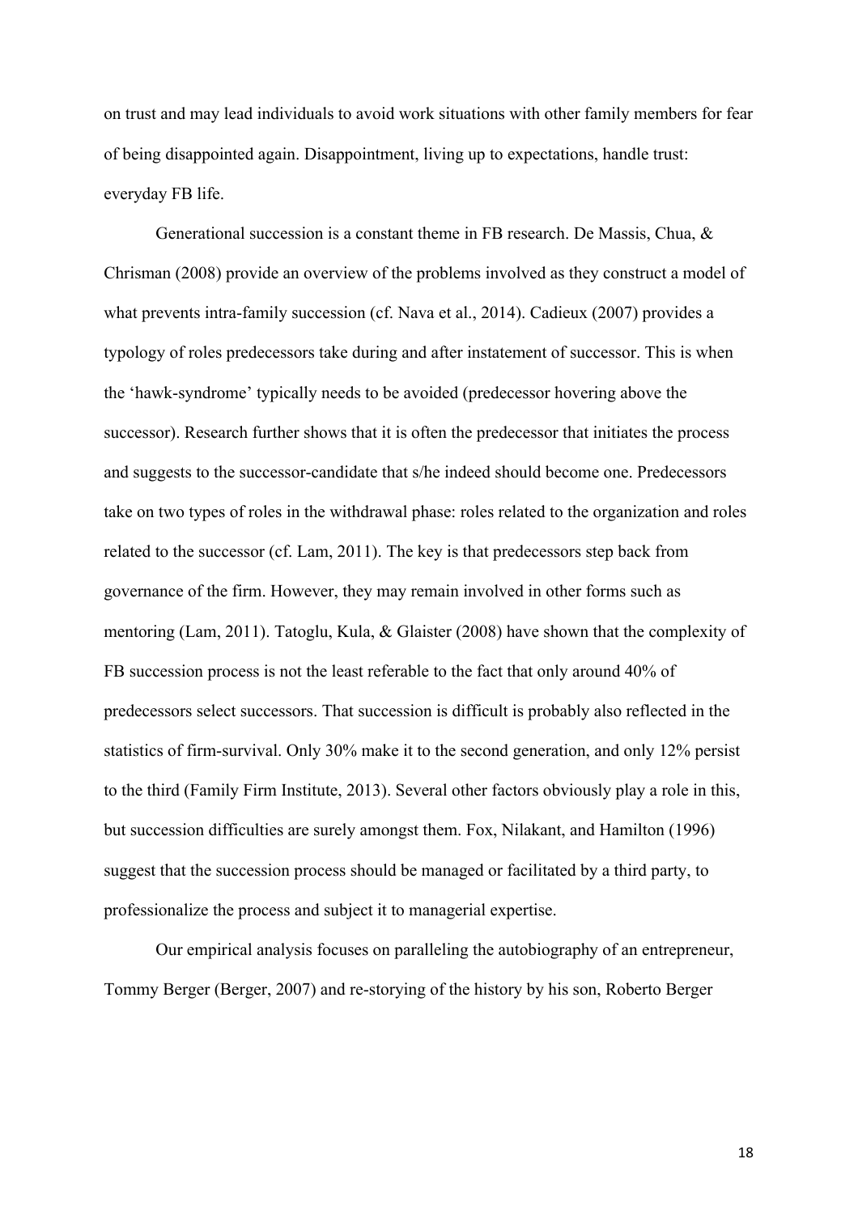on trust and may lead individuals to avoid work situations with other family members for fear of being disappointed again. Disappointment, living up to expectations, handle trust: everyday FB life.

Generational succession is a constant theme in FB research. De Massis, Chua, & Chrisman (2008) provide an overview of the problems involved as they construct a model of what prevents intra-family succession (cf. Nava et al., 2014). Cadieux (2007) provides a typology of roles predecessors take during and after instatement of successor. This is when the 'hawk-syndrome' typically needs to be avoided (predecessor hovering above the successor). Research further shows that it is often the predecessor that initiates the process and suggests to the successor-candidate that s/he indeed should become one. Predecessors take on two types of roles in the withdrawal phase: roles related to the organization and roles related to the successor (cf. Lam, 2011). The key is that predecessors step back from governance of the firm. However, they may remain involved in other forms such as mentoring (Lam, 2011). Tatoglu, Kula, & Glaister (2008) have shown that the complexity of FB succession process is not the least referable to the fact that only around 40% of predecessors select successors. That succession is difficult is probably also reflected in the statistics of firm-survival. Only 30% make it to the second generation, and only 12% persist to the third (Family Firm Institute, 2013). Several other factors obviously play a role in this, but succession difficulties are surely amongst them. Fox, Nilakant, and Hamilton (1996) suggest that the succession process should be managed or facilitated by a third party, to professionalize the process and subject it to managerial expertise.

Our empirical analysis focuses on paralleling the autobiography of an entrepreneur, Tommy Berger (Berger, 2007) and re-storying of the history by his son, Roberto Berger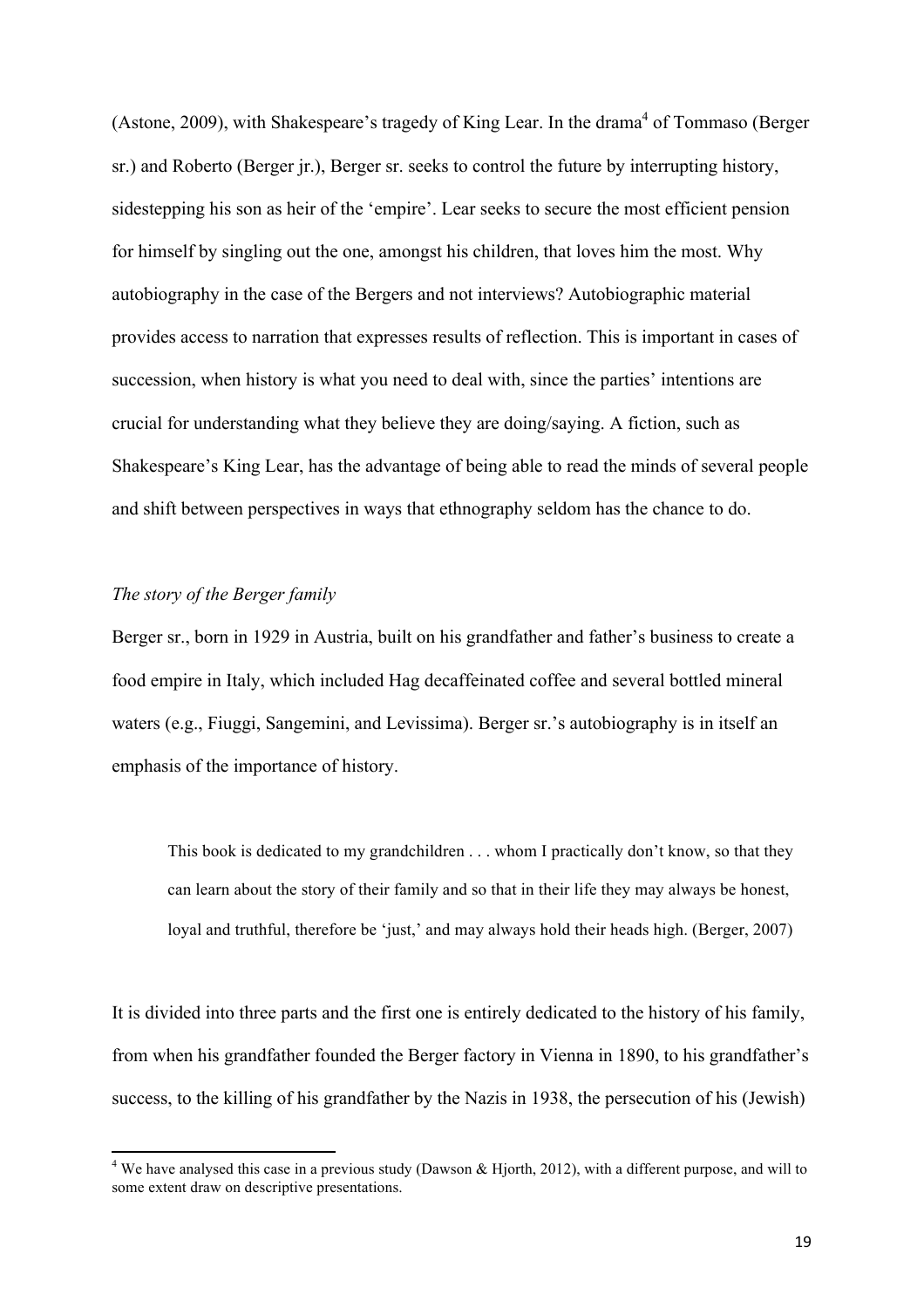(Astone, 2009), with Shakespeare's tragedy of King Lear. In the drama[4] of Tommaso (Berger sr.) and Roberto (Berger jr.), Berger sr. seeks to control the future by interrupting history, sidestepping his son as heir of the 'empire'. Lear seeks to secure the most efficient pension for himself by singling out the one, amongst his children, that loves him the most. Why autobiography in the case of the Bergers and not interviews? Autobiographic material provides access to narration that expresses results of reflection. This is important in cases of succession, when history is what you need to deal with, since the parties' intentions are crucial for understanding what they believe they are doing/saying. A fiction, such as Shakespeare's King Lear, has the advantage of being able to read the minds of several people and shift between perspectives in ways that ethnography seldom has the chance to do.

*The story of the Berger family*

Berger sr., born in 1929 in Austria, built on his grandfather and father's business to create a food empire in Italy, which included Hag decaffeinated coffee and several bottled mineral waters (e.g., Fiuggi, Sangemini, and Levissima). Berger sr.'s autobiography is in itself an emphasis of the importance of history.

> This book is dedicated to my grandchildren . . . whom I practically don't know, so that they can learn about the story of their family and so that in their life they may always be honest, loyal and truthful, therefore be 'just,' and may always hold their heads high. (Berger, 2007)

It is divided into three parts and the first one is entirely dedicated to the history of his family, from when his grandfather founded the Berger factory in Vienna in 1890, to his grandfather's success, to the killing of his grandfather by the Nazis in 1938, the persecution of his (Jewish)

[4] We have analysed this case in a previous study (Dawson & Hjorth, 2012), with a different purpose, and will to some extent draw on descriptive presentations.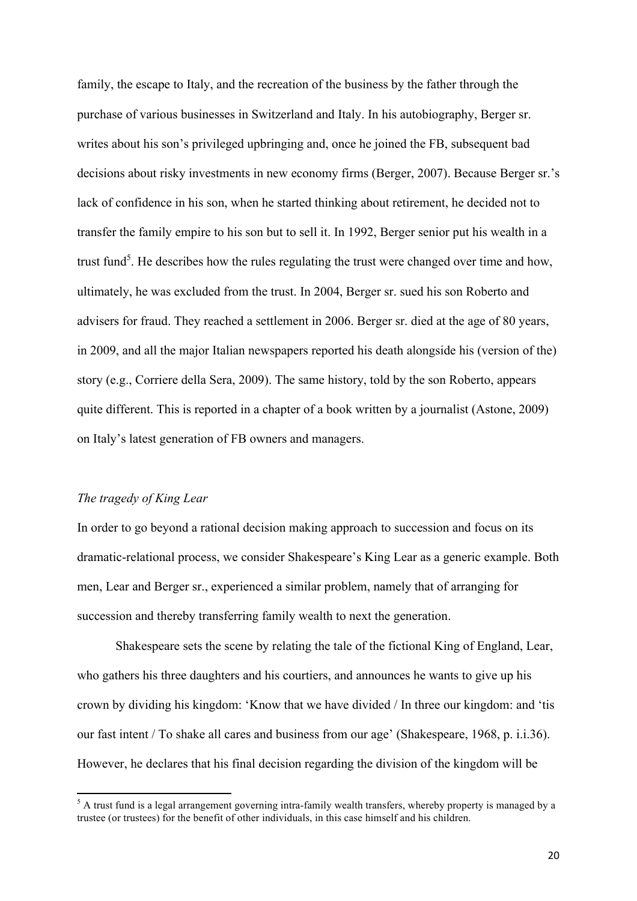family, the escape to Italy, and the recreation of the business by the father through the purchase of various businesses in Switzerland and Italy. In his autobiography, Berger sr. writes about his son's privileged upbringing and, once he joined the FB, subsequent bad decisions about risky investments in new economy firms (Berger, 2007). Because Berger sr.'s lack of confidence in his son, when he started thinking about retirement, he decided not to transfer the family empire to his son but to sell it. In 1992, Berger senior put his wealth in a trust fund[5]. He describes how the rules regulating the trust were changed over time and how, ultimately, he was excluded from the trust. In 2004, Berger sr. sued his son Roberto and advisers for fraud. They reached a settlement in 2006. Berger sr. died at the age of 80 years, in 2009, and all the major Italian newspapers reported his death alongside his (version of the) story (e.g., Corriere della Sera, 2009). The same history, told by the son Roberto, appears quite different. This is reported in a chapter of a book written by a journalist (Astone, 2009) on Italy's latest generation of FB owners and managers.

*The tragedy of King Lear*

In order to go beyond a rational decision making approach to succession and focus on its dramatic-relational process, we consider Shakespeare's King Lear as a generic example. Both men, Lear and Berger sr., experienced a similar problem, namely that of arranging for succession and thereby transferring family wealth to next the generation.

Shakespeare sets the scene by relating the tale of the fictional King of England, Lear, who gathers his three daughters and his courtiers, and announces he wants to give up his crown by dividing his kingdom: 'Know that we have divided / In three our kingdom: and 'tis our fast intent / To shake all cares and business from our age' (Shakespeare, 1968, p. i.i.36). However, he declares that his final decision regarding the division of the kingdom will be

[5] A trust fund is a legal arrangement governing intra-family wealth transfers, whereby property is managed by a trustee (or trustees) for the benefit of other individuals, in this case himself and his children.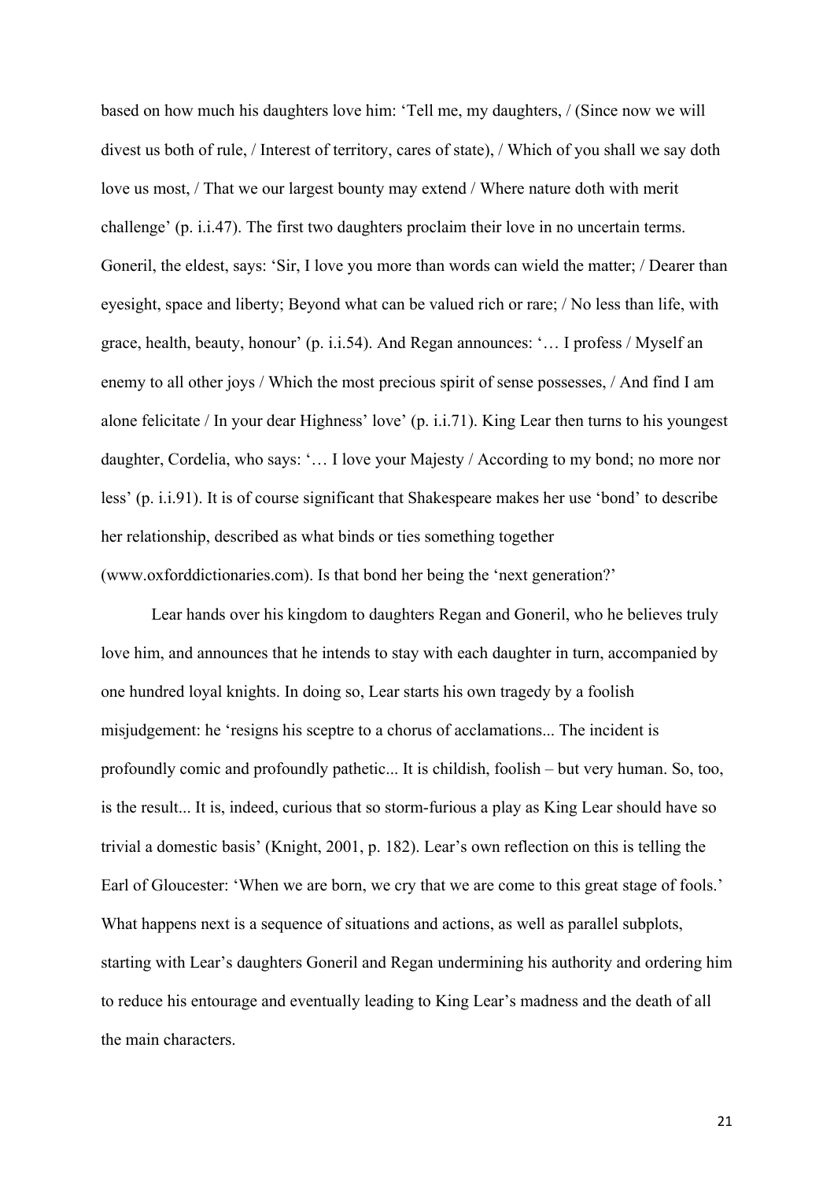based on how much his daughters love him: 'Tell me, my daughters, / (Since now we will divest us both of rule, / Interest of territory, cares of state), / Which of you shall we say doth love us most, / That we our largest bounty may extend / Where nature doth with merit challenge' (p. i.i.47). The first two daughters proclaim their love in no uncertain terms. Goneril, the eldest, says: 'Sir, I love you more than words can wield the matter; / Dearer than eyesight, space and liberty; Beyond what can be valued rich or rare; / No less than life, with grace, health, beauty, honour' (p. i.i.54). And Regan announces: '… I profess / Myself an enemy to all other joys / Which the most precious spirit of sense possesses, / And find I am alone felicitate / In your dear Highness' love' (p. i.i.71). King Lear then turns to his youngest daughter, Cordelia, who says: '… I love your Majesty / According to my bond; no more nor less' (p. i.i.91). It is of course significant that Shakespeare makes her use 'bond' to describe her relationship, described as what binds or ties something together (www.oxforddictionaries.com). Is that bond her being the 'next generation?'

Lear hands over his kingdom to daughters Regan and Goneril, who he believes truly love him, and announces that he intends to stay with each daughter in turn, accompanied by one hundred loyal knights. In doing so, Lear starts his own tragedy by a foolish misjudgement: he 'resigns his sceptre to a chorus of acclamations... The incident is profoundly comic and profoundly pathetic... It is childish, foolish – but very human. So, too, is the result... It is, indeed, curious that so storm-furious a play as King Lear should have so trivial a domestic basis' (Knight, 2001, p. 182). Lear's own reflection on this is telling the Earl of Gloucester: 'When we are born, we cry that we are come to this great stage of fools.' What happens next is a sequence of situations and actions, as well as parallel subplots, starting with Lear's daughters Goneril and Regan undermining his authority and ordering him to reduce his entourage and eventually leading to King Lear's madness and the death of all the main characters.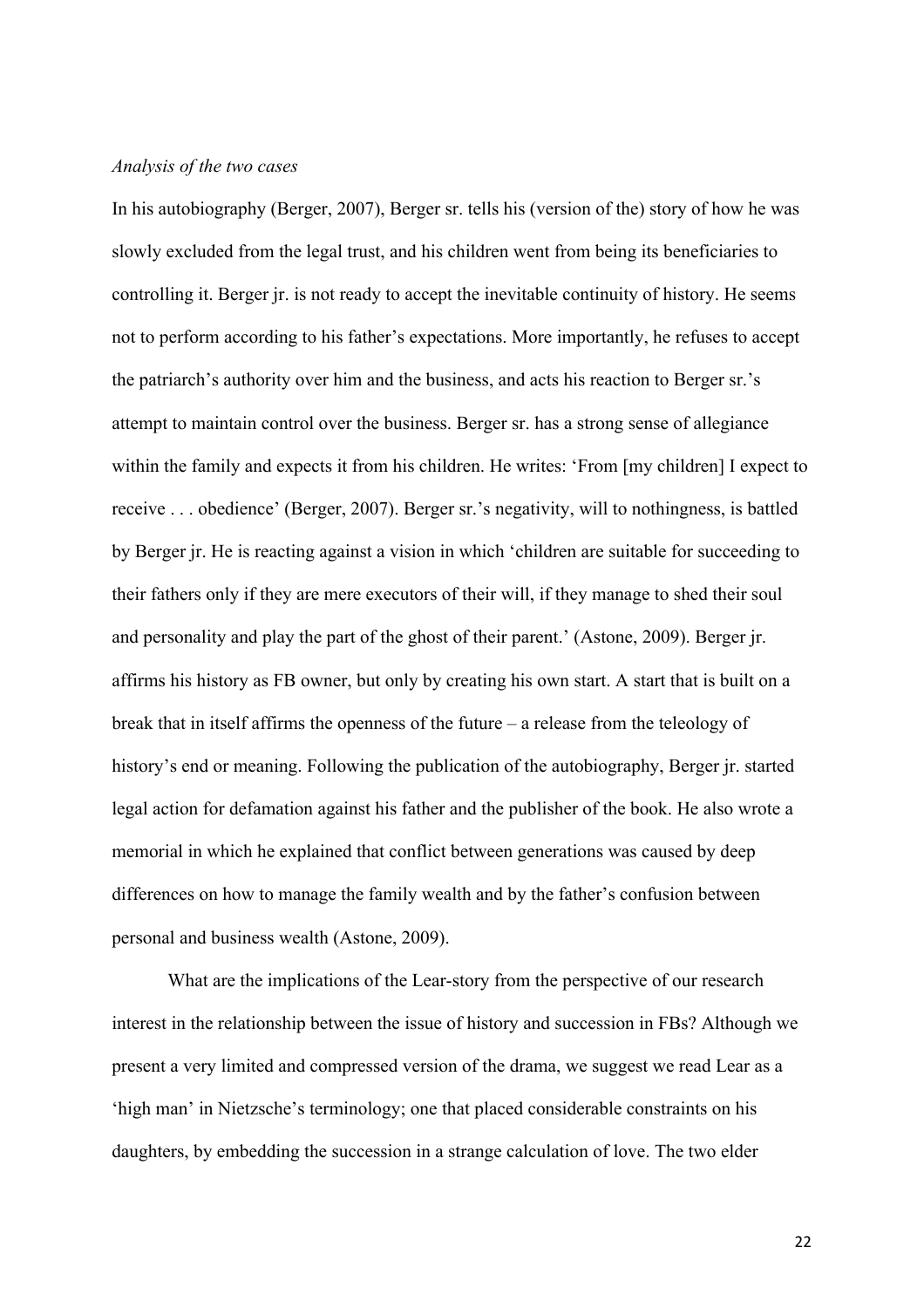*Analysis of the two cases*

In his autobiography (Berger, 2007), Berger sr. tells his (version of the) story of how he was slowly excluded from the legal trust, and his children went from being its beneficiaries to controlling it. Berger jr. is not ready to accept the inevitable continuity of history. He seems not to perform according to his father's expectations. More importantly, he refuses to accept the patriarch's authority over him and the business, and acts his reaction to Berger sr.'s attempt to maintain control over the business. Berger sr. has a strong sense of allegiance within the family and expects it from his children. He writes: 'From [my children] I expect to receive . . . obedience' (Berger, 2007). Berger sr.'s negativity, will to nothingness, is battled by Berger jr. He is reacting against a vision in which 'children are suitable for succeeding to their fathers only if they are mere executors of their will, if they manage to shed their soul and personality and play the part of the ghost of their parent.' (Astone, 2009). Berger jr. affirms his history as FB owner, but only by creating his own start. A start that is built on a break that in itself affirms the openness of the future – a release from the teleology of history's end or meaning. Following the publication of the autobiography, Berger jr. started legal action for defamation against his father and the publisher of the book. He also wrote a memorial in which he explained that conflict between generations was caused by deep differences on how to manage the family wealth and by the father's confusion between personal and business wealth (Astone, 2009).

What are the implications of the Lear-story from the perspective of our research interest in the relationship between the issue of history and succession in FBs? Although we present a very limited and compressed version of the drama, we suggest we read Lear as a 'high man' in Nietzsche's terminology; one that placed considerable constraints on his daughters, by embedding the succession in a strange calculation of love. The two elder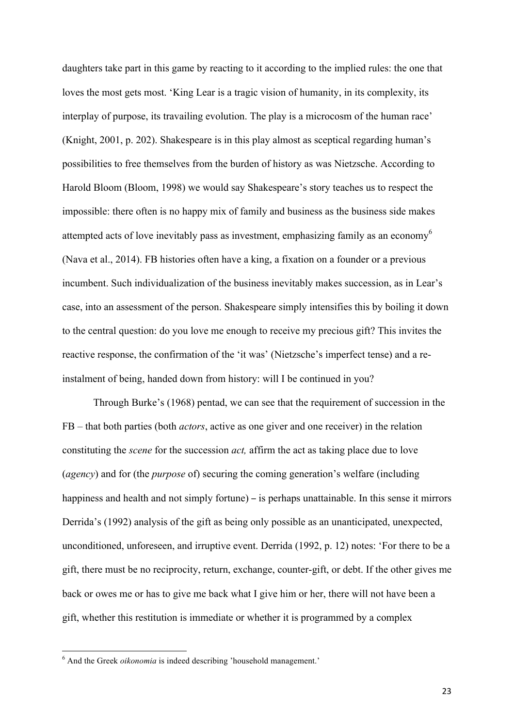daughters take part in this game by reacting to it according to the implied rules: the one that loves the most gets most. 'King Lear is a tragic vision of humanity, in its complexity, its interplay of purpose, its travailing evolution. The play is a microcosm of the human race' (Knight, 2001, p. 202). Shakespeare is in this play almost as sceptical regarding human's possibilities to free themselves from the burden of history as was Nietzsche. According to Harold Bloom (Bloom, 1998) we would say Shakespeare's story teaches us to respect the impossible: there often is no happy mix of family and business as the business side makes attempted acts of love inevitably pass as investment, emphasizing family as an economy[6] (Nava et al., 2014). FB histories often have a king, a fixation on a founder or a previous incumbent. Such individualization of the business inevitably makes succession, as in Lear's case, into an assessment of the person. Shakespeare simply intensifies this by boiling it down to the central question: do you love me enough to receive my precious gift? This invites the reactive response, the confirmation of the 'it was' (Nietzsche's imperfect tense) and a re-instalment of being, handed down from history: will I be continued in you?

Through Burke's (1968) pentad, we can see that the requirement of succession in the FB – that both parties (both *actors*, active as one giver and one receiver) in the relation constituting the *scene* for the succession *act,* affirm the act as taking place due to love (*agency*) and for (the *purpose* of) securing the coming generation's welfare (including happiness and health and not simply fortune) – is perhaps unattainable. In this sense it mirrors Derrida's (1992) analysis of the gift as being only possible as an unanticipated, unexpected, unconditioned, unforeseen, and irruptive event. Derrida (1992, p. 12) notes: 'For there to be a gift, there must be no reciprocity, return, exchange, counter-gift, or debt. If the other gives me back or owes me or has to give me back what I give him or her, there will not have been a gift, whether this restitution is immediate or whether it is programmed by a complex

---

[6] And the Greek *oikonomia* is indeed describing 'household management.'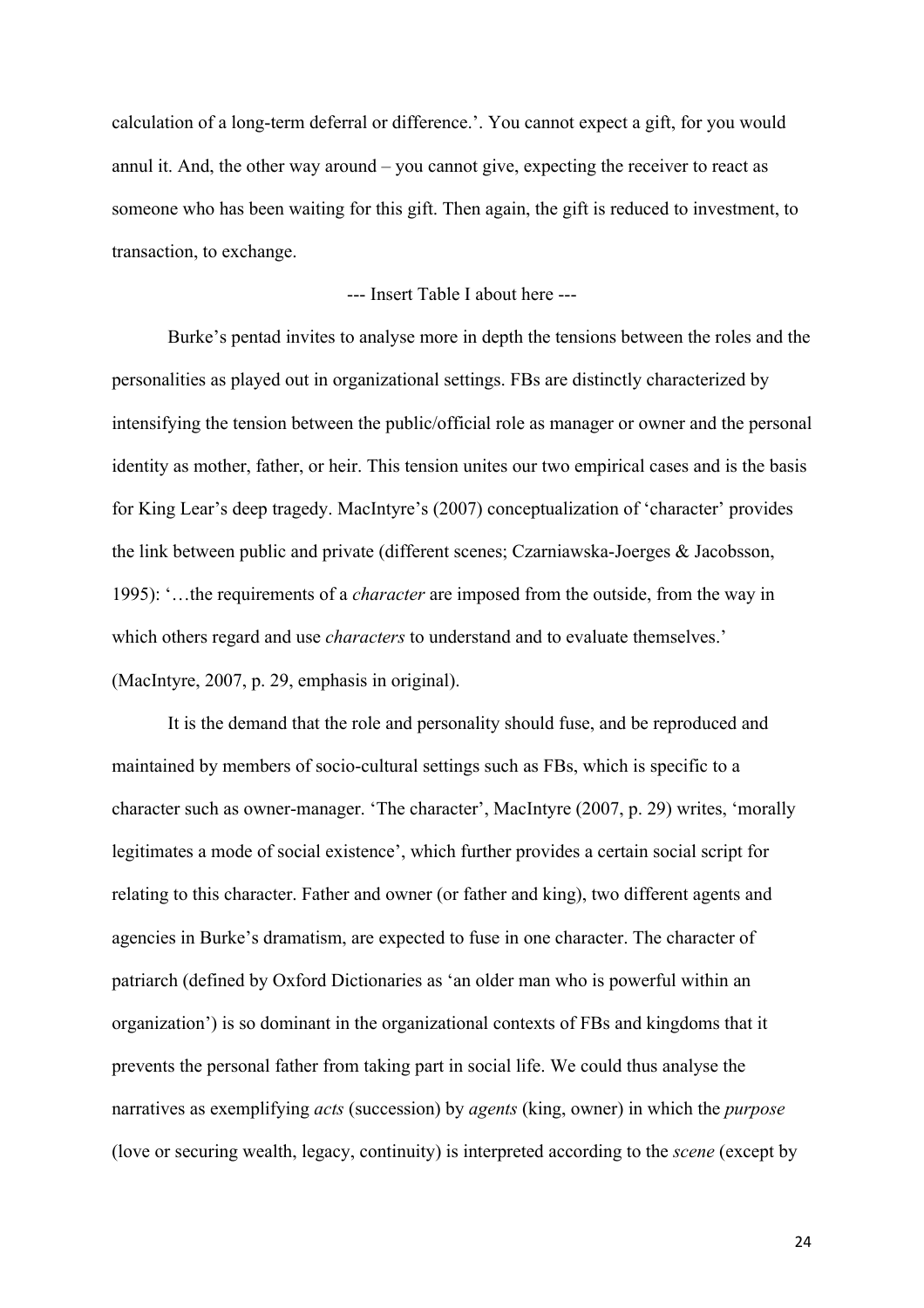calculation of a long-term deferral or difference.'. You cannot expect a gift, for you would annul it. And, the other way around – you cannot give, expecting the receiver to react as someone who has been waiting for this gift. Then again, the gift is reduced to investment, to transaction, to exchange.

--- Insert Table I about here ---

Burke's pentad invites to analyse more in depth the tensions between the roles and the personalities as played out in organizational settings. FBs are distinctly characterized by intensifying the tension between the public/official role as manager or owner and the personal identity as mother, father, or heir. This tension unites our two empirical cases and is the basis for King Lear's deep tragedy. MacIntyre's (2007) conceptualization of 'character' provides the link between public and private (different scenes; Czarniawska-Joerges & Jacobsson, 1995): '…the requirements of a *character* are imposed from the outside, from the way in which others regard and use *characters* to understand and to evaluate themselves.' (MacIntyre, 2007, p. 29, emphasis in original).

It is the demand that the role and personality should fuse, and be reproduced and maintained by members of socio-cultural settings such as FBs, which is specific to a character such as owner-manager. 'The character', MacIntyre (2007, p. 29) writes, 'morally legitimates a mode of social existence', which further provides a certain social script for relating to this character. Father and owner (or father and king), two different agents and agencies in Burke's dramatism, are expected to fuse in one character. The character of patriarch (defined by Oxford Dictionaries as 'an older man who is powerful within an organization') is so dominant in the organizational contexts of FBs and kingdoms that it prevents the personal father from taking part in social life. We could thus analyse the narratives as exemplifying *acts* (succession) by *agents* (king, owner) in which the *purpose* (love or securing wealth, legacy, continuity) is interpreted according to the *scene* (except by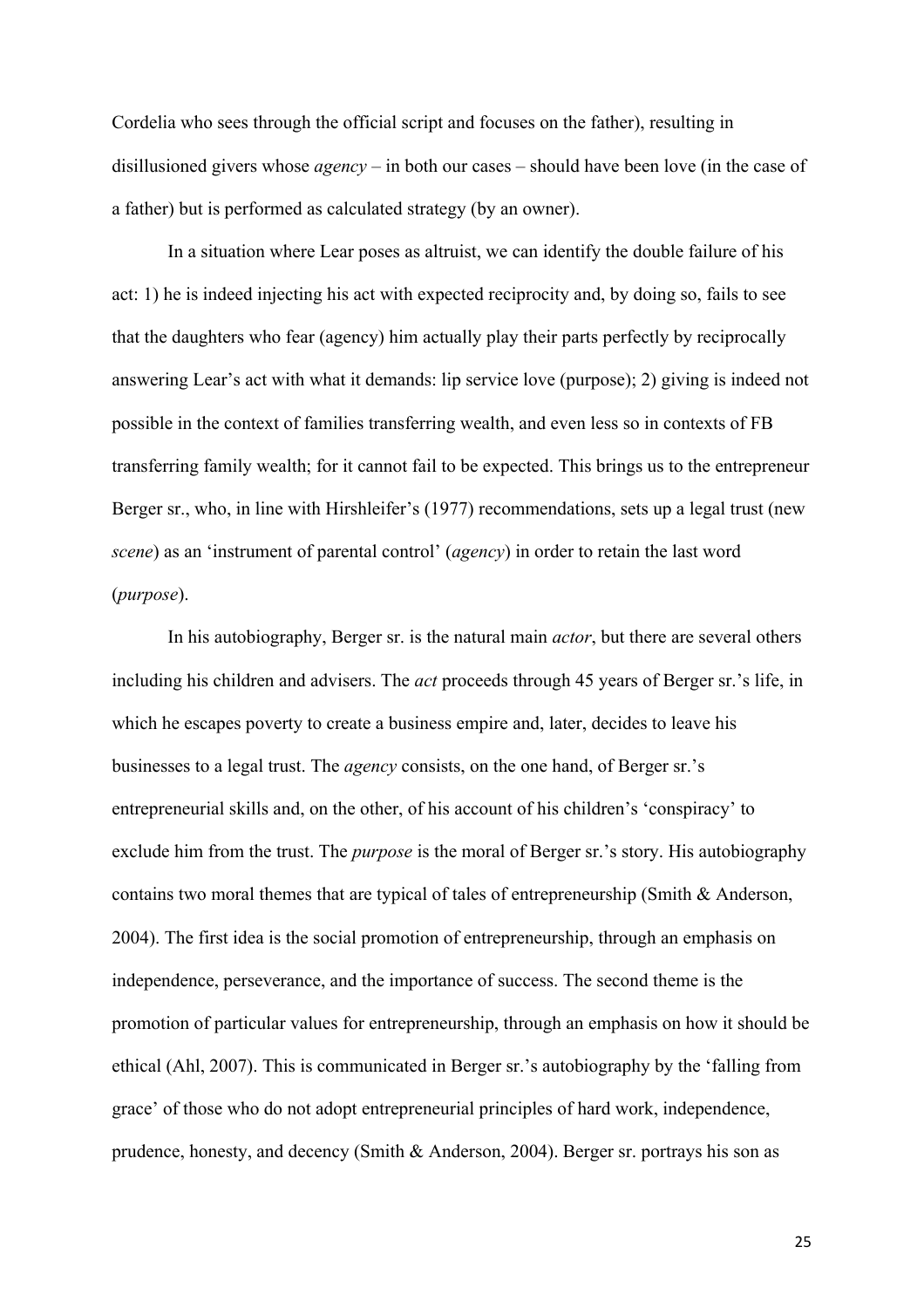Cordelia who sees through the official script and focuses on the father), resulting in disillusioned givers whose *agency* – in both our cases – should have been love (in the case of a father) but is performed as calculated strategy (by an owner).

In a situation where Lear poses as altruist, we can identify the double failure of his act: 1) he is indeed injecting his act with expected reciprocity and, by doing so, fails to see that the daughters who fear (agency) him actually play their parts perfectly by reciprocally answering Lear's act with what it demands: lip service love (purpose); 2) giving is indeed not possible in the context of families transferring wealth, and even less so in contexts of FB transferring family wealth; for it cannot fail to be expected. This brings us to the entrepreneur Berger sr., who, in line with Hirshleifer's (1977) recommendations, sets up a legal trust (new *scene*) as an 'instrument of parental control' (*agency*) in order to retain the last word (*purpose*).

In his autobiography, Berger sr. is the natural main *actor*, but there are several others including his children and advisers. The *act* proceeds through 45 years of Berger sr.'s life, in which he escapes poverty to create a business empire and, later, decides to leave his businesses to a legal trust. The *agency* consists, on the one hand, of Berger sr.'s entrepreneurial skills and, on the other, of his account of his children's 'conspiracy' to exclude him from the trust. The *purpose* is the moral of Berger sr.'s story. His autobiography contains two moral themes that are typical of tales of entrepreneurship (Smith & Anderson, 2004). The first idea is the social promotion of entrepreneurship, through an emphasis on independence, perseverance, and the importance of success. The second theme is the promotion of particular values for entrepreneurship, through an emphasis on how it should be ethical (Ahl, 2007). This is communicated in Berger sr.'s autobiography by the 'falling from grace' of those who do not adopt entrepreneurial principles of hard work, independence, prudence, honesty, and decency (Smith & Anderson, 2004). Berger sr. portrays his son as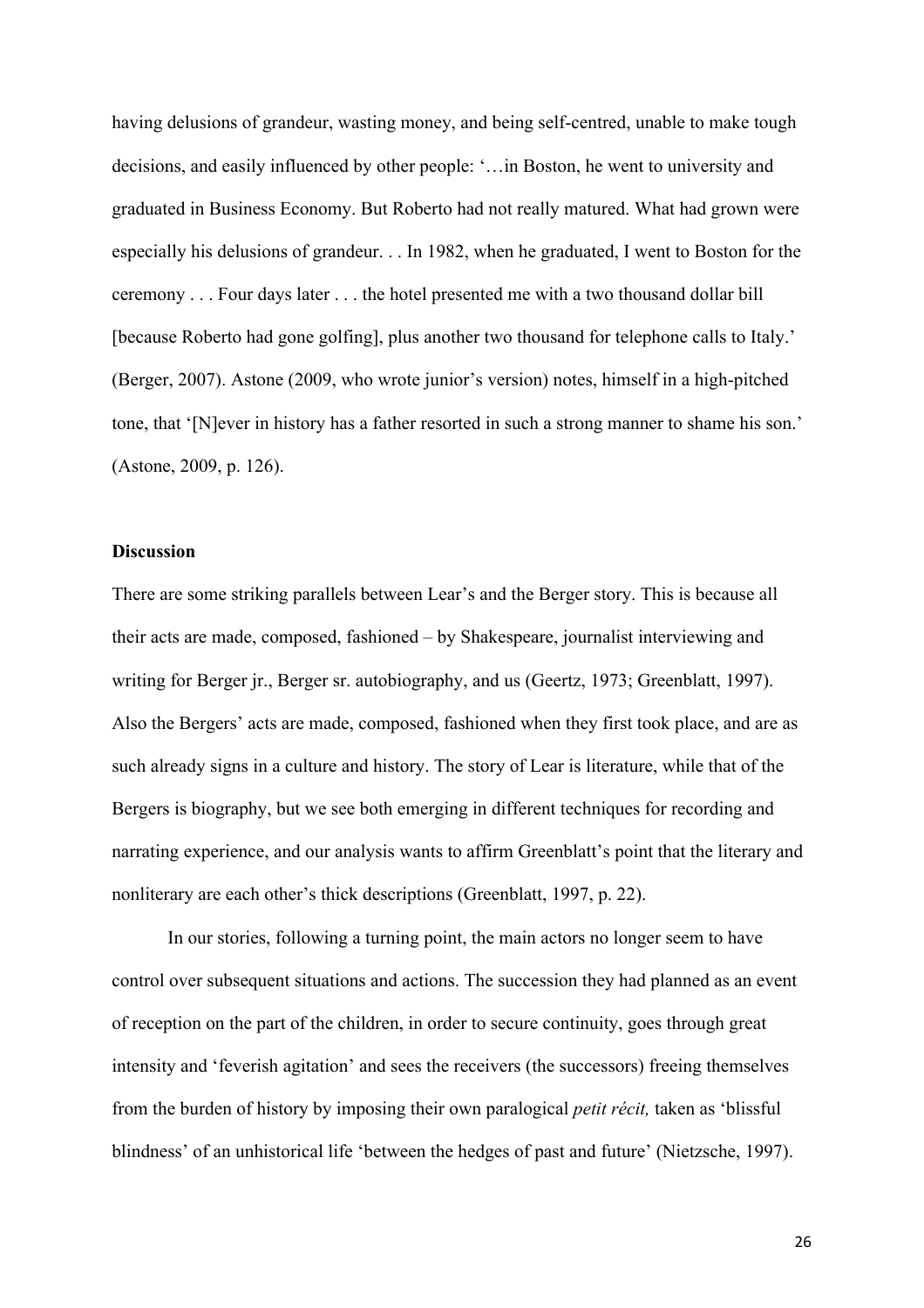having delusions of grandeur, wasting money, and being self-centred, unable to make tough decisions, and easily influenced by other people: '…in Boston, he went to university and graduated in Business Economy. But Roberto had not really matured. What had grown were especially his delusions of grandeur. . . In 1982, when he graduated, I went to Boston for the ceremony . . . Four days later . . . the hotel presented me with a two thousand dollar bill [because Roberto had gone golfing], plus another two thousand for telephone calls to Italy.' (Berger, 2007). Astone (2009, who wrote junior's version) notes, himself in a high-pitched tone, that '[N]ever in history has a father resorted in such a strong manner to shame his son.' (Astone, 2009, p. 126).

**Discussion**

There are some striking parallels between Lear's and the Berger story. This is because all their acts are made, composed, fashioned – by Shakespeare, journalist interviewing and writing for Berger jr., Berger sr. autobiography, and us (Geertz, 1973; Greenblatt, 1997). Also the Bergers' acts are made, composed, fashioned when they first took place, and are as such already signs in a culture and history. The story of Lear is literature, while that of the Bergers is biography, but we see both emerging in different techniques for recording and narrating experience, and our analysis wants to affirm Greenblatt's point that the literary and nonliterary are each other's thick descriptions (Greenblatt, 1997, p. 22).

In our stories, following a turning point, the main actors no longer seem to have control over subsequent situations and actions. The succession they had planned as an event of reception on the part of the children, in order to secure continuity, goes through great intensity and 'feverish agitation' and sees the receivers (the successors) freeing themselves from the burden of history by imposing their own paralogical *petit récit,* taken as 'blissful blindness' of an unhistorical life 'between the hedges of past and future' (Nietzsche, 1997).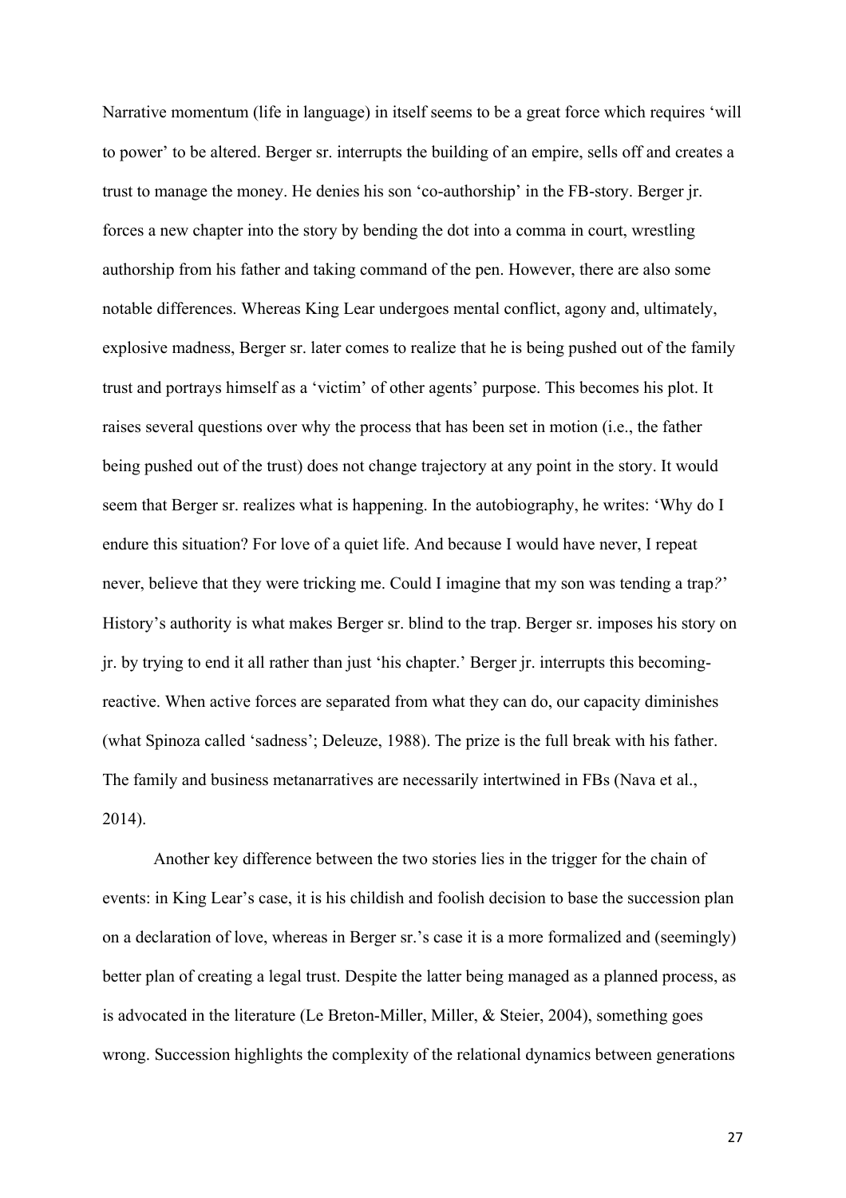Narrative momentum (life in language) in itself seems to be a great force which requires 'will to power' to be altered. Berger sr. interrupts the building of an empire, sells off and creates a trust to manage the money. He denies his son 'co-authorship' in the FB-story. Berger jr. forces a new chapter into the story by bending the dot into a comma in court, wrestling authorship from his father and taking command of the pen. However, there are also some notable differences. Whereas King Lear undergoes mental conflict, agony and, ultimately, explosive madness, Berger sr. later comes to realize that he is being pushed out of the family trust and portrays himself as a 'victim' of other agents' purpose. This becomes his plot. It raises several questions over why the process that has been set in motion (i.e., the father being pushed out of the trust) does not change trajectory at any point in the story. It would seem that Berger sr. realizes what is happening. In the autobiography, he writes: 'Why do I endure this situation? For love of a quiet life. And because I would have never, I repeat never, believe that they were tricking me. Could I imagine that my son was tending a trap*?*' History's authority is what makes Berger sr. blind to the trap. Berger sr. imposes his story on jr. by trying to end it all rather than just 'his chapter.' Berger jr. interrupts this becoming-reactive. When active forces are separated from what they can do, our capacity diminishes (what Spinoza called 'sadness'; Deleuze, 1988). The prize is the full break with his father. The family and business metanarratives are necessarily intertwined in FBs (Nava et al., 2014).

Another key difference between the two stories lies in the trigger for the chain of events: in King Lear's case, it is his childish and foolish decision to base the succession plan on a declaration of love, whereas in Berger sr.'s case it is a more formalized and (seemingly) better plan of creating a legal trust. Despite the latter being managed as a planned process, as is advocated in the literature (Le Breton-Miller, Miller, & Steier, 2004), something goes wrong. Succession highlights the complexity of the relational dynamics between generations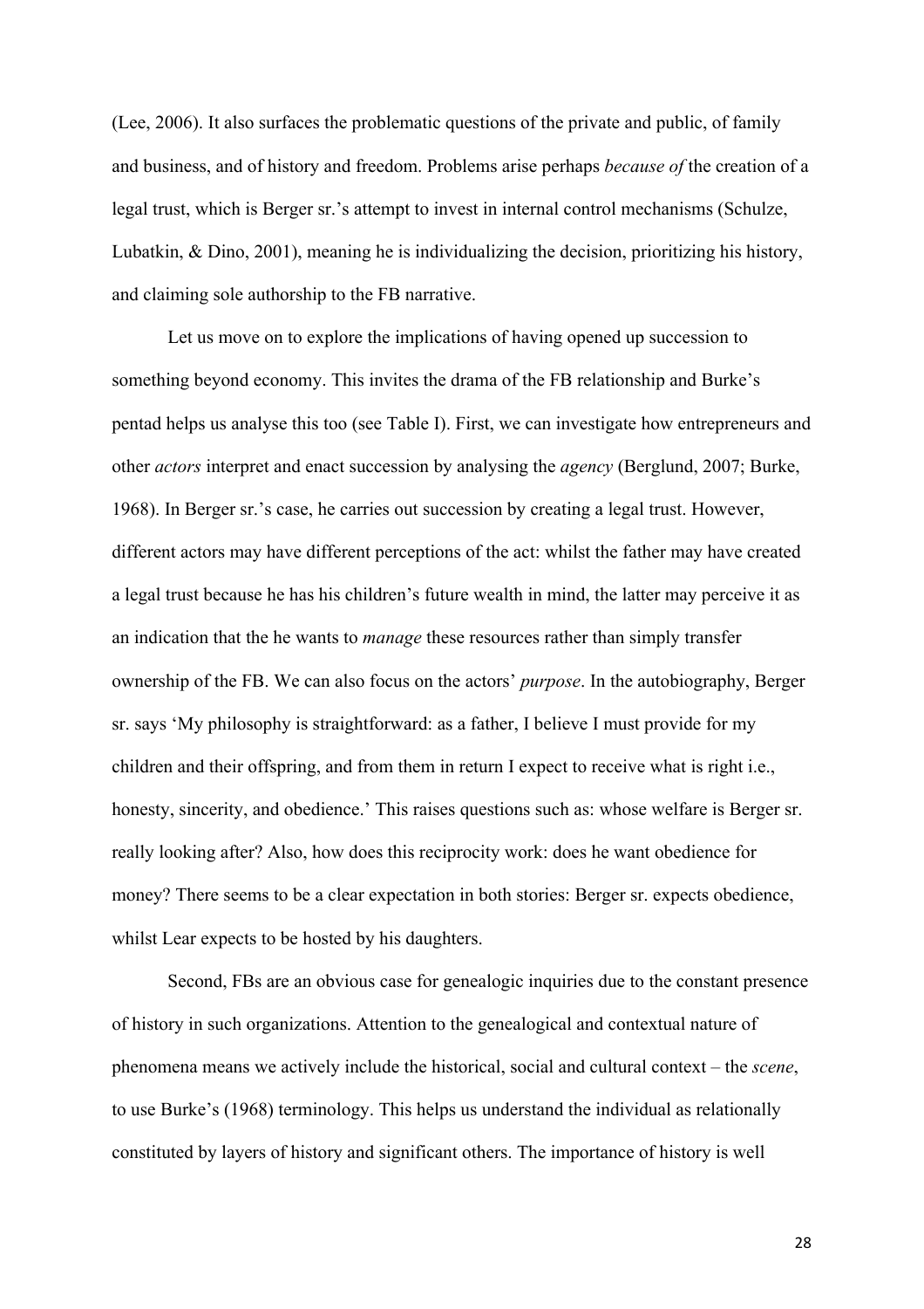(Lee, 2006). It also surfaces the problematic questions of the private and public, of family and business, and of history and freedom. Problems arise perhaps *because of* the creation of a legal trust, which is Berger sr.'s attempt to invest in internal control mechanisms (Schulze, Lubatkin, & Dino, 2001), meaning he is individualizing the decision, prioritizing his history, and claiming sole authorship to the FB narrative.

Let us move on to explore the implications of having opened up succession to something beyond economy. This invites the drama of the FB relationship and Burke's pentad helps us analyse this too (see Table I). First, we can investigate how entrepreneurs and other *actors* interpret and enact succession by analysing the *agency* (Berglund, 2007; Burke, 1968). In Berger sr.'s case, he carries out succession by creating a legal trust. However, different actors may have different perceptions of the act: whilst the father may have created a legal trust because he has his children's future wealth in mind, the latter may perceive it as an indication that the he wants to *manage* these resources rather than simply transfer ownership of the FB. We can also focus on the actors' *purpose*. In the autobiography, Berger sr. says 'My philosophy is straightforward: as a father, I believe I must provide for my children and their offspring, and from them in return I expect to receive what is right i.e., honesty, sincerity, and obedience.' This raises questions such as: whose welfare is Berger sr. really looking after? Also, how does this reciprocity work: does he want obedience for money? There seems to be a clear expectation in both stories: Berger sr. expects obedience, whilst Lear expects to be hosted by his daughters.

Second, FBs are an obvious case for genealogic inquiries due to the constant presence of history in such organizations. Attention to the genealogical and contextual nature of phenomena means we actively include the historical, social and cultural context – the *scene*, to use Burke's (1968) terminology. This helps us understand the individual as relationally constituted by layers of history and significant others. The importance of history is well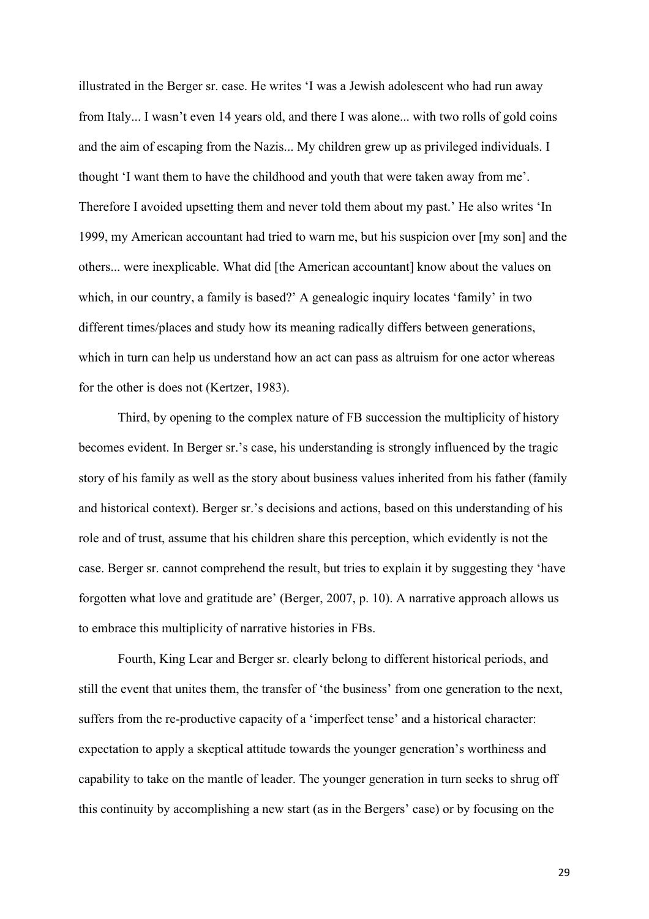illustrated in the Berger sr. case. He writes 'I was a Jewish adolescent who had run away from Italy... I wasn't even 14 years old, and there I was alone... with two rolls of gold coins and the aim of escaping from the Nazis... My children grew up as privileged individuals. I thought 'I want them to have the childhood and youth that were taken away from me'. Therefore I avoided upsetting them and never told them about my past.' He also writes 'In 1999, my American accountant had tried to warn me, but his suspicion over [my son] and the others... were inexplicable. What did [the American accountant] know about the values on which, in our country, a family is based?' A genealogic inquiry locates 'family' in two different times/places and study how its meaning radically differs between generations, which in turn can help us understand how an act can pass as altruism for one actor whereas for the other is does not (Kertzer, 1983).

Third, by opening to the complex nature of FB succession the multiplicity of history becomes evident. In Berger sr.'s case, his understanding is strongly influenced by the tragic story of his family as well as the story about business values inherited from his father (family and historical context). Berger sr.'s decisions and actions, based on this understanding of his role and of trust, assume that his children share this perception, which evidently is not the case. Berger sr. cannot comprehend the result, but tries to explain it by suggesting they 'have forgotten what love and gratitude are' (Berger, 2007, p. 10). A narrative approach allows us to embrace this multiplicity of narrative histories in FBs.

Fourth, King Lear and Berger sr. clearly belong to different historical periods, and still the event that unites them, the transfer of 'the business' from one generation to the next, suffers from the re-productive capacity of a 'imperfect tense' and a historical character: expectation to apply a skeptical attitude towards the younger generation's worthiness and capability to take on the mantle of leader. The younger generation in turn seeks to shrug off this continuity by accomplishing a new start (as in the Bergers' case) or by focusing on the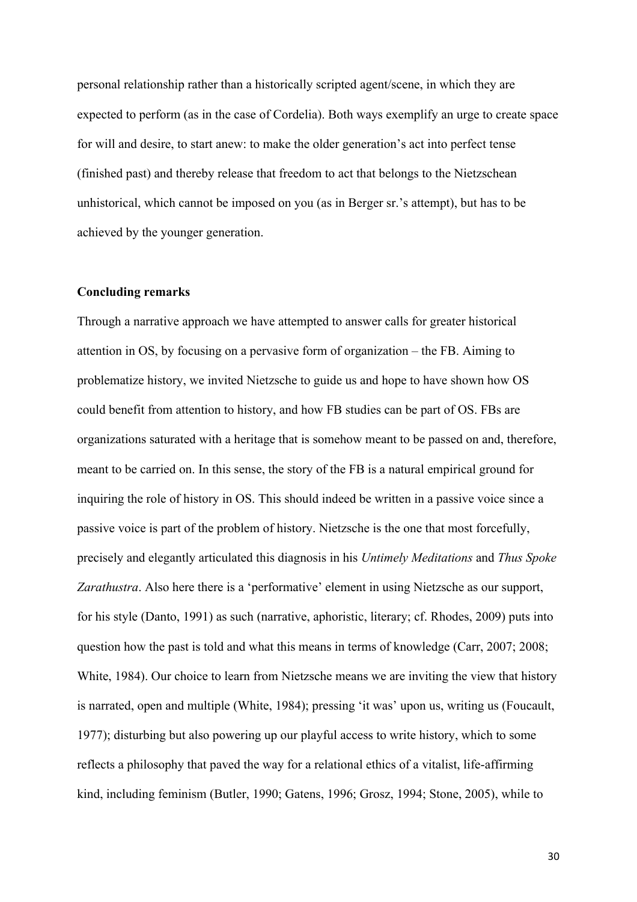personal relationship rather than a historically scripted agent/scene, in which they are expected to perform (as in the case of Cordelia). Both ways exemplify an urge to create space for will and desire, to start anew: to make the older generation's act into perfect tense (finished past) and thereby release that freedom to act that belongs to the Nietzschean unhistorical, which cannot be imposed on you (as in Berger sr.'s attempt), but has to be achieved by the younger generation.

## Concluding remarks

Through a narrative approach we have attempted to answer calls for greater historical attention in OS, by focusing on a pervasive form of organization – the FB. Aiming to problematize history, we invited Nietzsche to guide us and hope to have shown how OS could benefit from attention to history, and how FB studies can be part of OS. FBs are organizations saturated with a heritage that is somehow meant to be passed on and, therefore, meant to be carried on. In this sense, the story of the FB is a natural empirical ground for inquiring the role of history in OS. This should indeed be written in a passive voice since a passive voice is part of the problem of history. Nietzsche is the one that most forcefully, precisely and elegantly articulated this diagnosis in his *Untimely Meditations* and *Thus Spoke Zarathustra*. Also here there is a 'performative' element in using Nietzsche as our support, for his style (Danto, 1991) as such (narrative, aphoristic, literary; cf. Rhodes, 2009) puts into question how the past is told and what this means in terms of knowledge (Carr, 2007; 2008; White, 1984). Our choice to learn from Nietzsche means we are inviting the view that history is narrated, open and multiple (White, 1984); pressing 'it was' upon us, writing us (Foucault, 1977); disturbing but also powering up our playful access to write history, which to some reflects a philosophy that paved the way for a relational ethics of a vitalist, life-affirming kind, including feminism (Butler, 1990; Gatens, 1996; Grosz, 1994; Stone, 2005), while to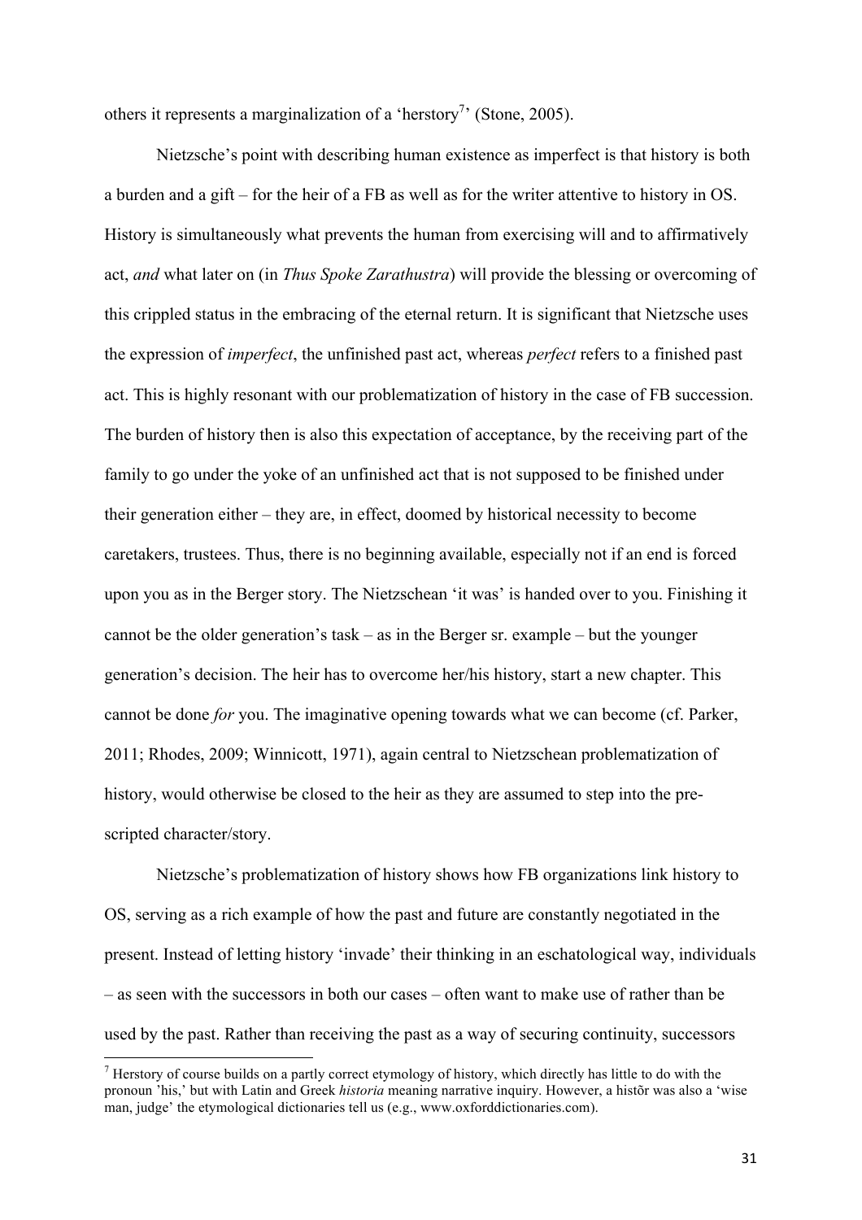others it represents a marginalization of a 'herstory[7]' (Stone, 2005).

Nietzsche's point with describing human existence as imperfect is that history is both a burden and a gift – for the heir of a FB as well as for the writer attentive to history in OS. History is simultaneously what prevents the human from exercising will and to affirmatively act, *and* what later on (in *Thus Spoke Zarathustra*) will provide the blessing or overcoming of this crippled status in the embracing of the eternal return. It is significant that Nietzsche uses the expression of *imperfect*, the unfinished past act, whereas *perfect* refers to a finished past act. This is highly resonant with our problematization of history in the case of FB succession. The burden of history then is also this expectation of acceptance, by the receiving part of the family to go under the yoke of an unfinished act that is not supposed to be finished under their generation either – they are, in effect, doomed by historical necessity to become caretakers, trustees. Thus, there is no beginning available, especially not if an end is forced upon you as in the Berger story. The Nietzschean 'it was' is handed over to you. Finishing it cannot be the older generation's task – as in the Berger sr. example – but the younger generation's decision. The heir has to overcome her/his history, start a new chapter. This cannot be done *for* you. The imaginative opening towards what we can become (cf. Parker, 2011; Rhodes, 2009; Winnicott, 1971), again central to Nietzschean problematization of history, would otherwise be closed to the heir as they are assumed to step into the pre-scripted character/story.

Nietzsche's problematization of history shows how FB organizations link history to OS, serving as a rich example of how the past and future are constantly negotiated in the present. Instead of letting history 'invade' their thinking in an eschatological way, individuals – as seen with the successors in both our cases – often want to make use of rather than be used by the past. Rather than receiving the past as a way of securing continuity, successors

[7] Herstory of course builds on a partly correct etymology of history, which directly has little to do with the pronoun 'his,' but with Latin and Greek *historia* meaning narrative inquiry. However, a histõr was also a 'wise man, judge' the etymological dictionaries tell us (e.g., www.oxforddictionaries.com).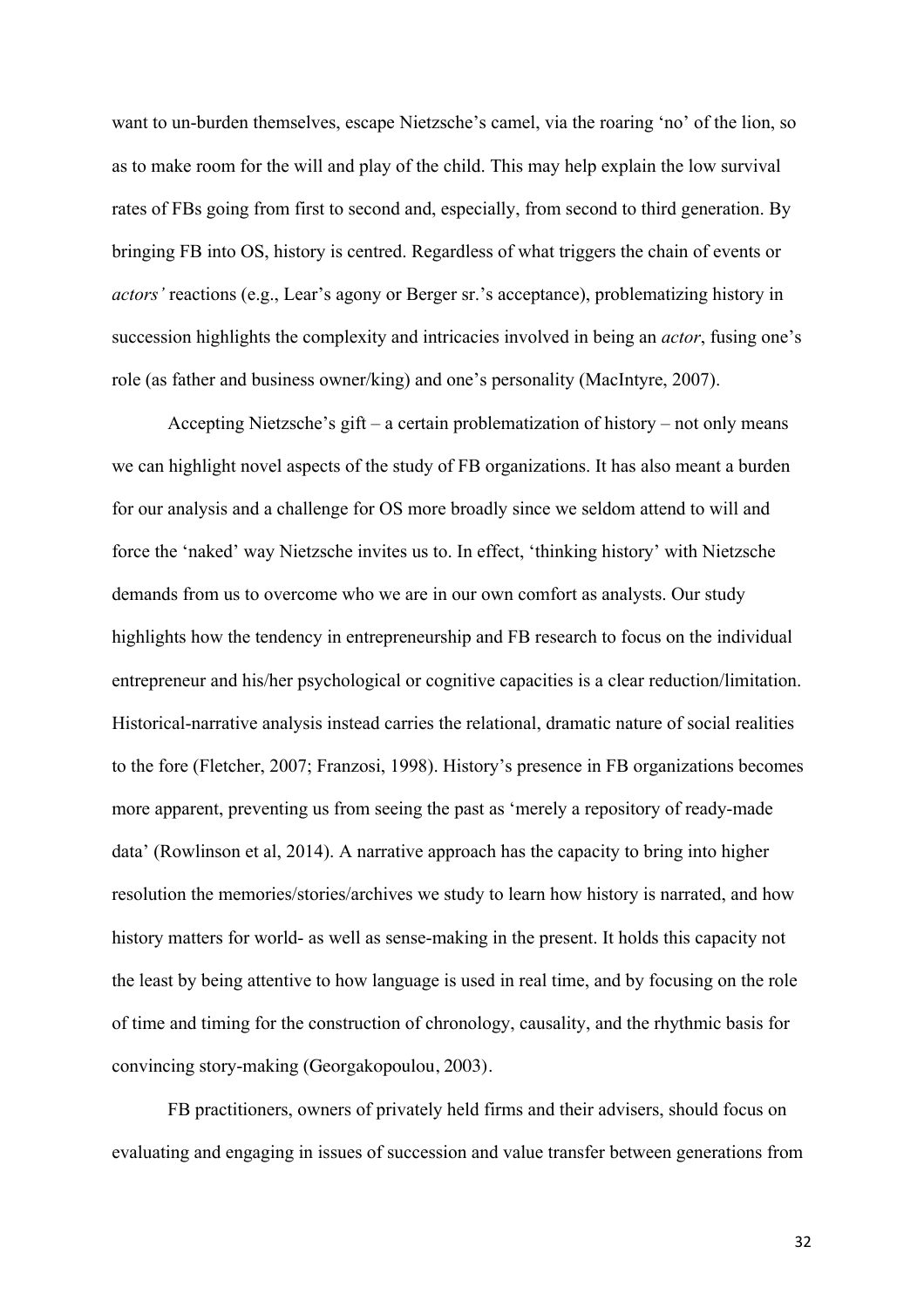want to un-burden themselves, escape Nietzsche's camel, via the roaring 'no' of the lion, so as to make room for the will and play of the child. This may help explain the low survival rates of FBs going from first to second and, especially, from second to third generation. By bringing FB into OS, history is centred. Regardless of what triggers the chain of events or *actors'* reactions (e.g., Lear's agony or Berger sr.'s acceptance), problematizing history in succession highlights the complexity and intricacies involved in being an *actor*, fusing one's role (as father and business owner/king) and one's personality (MacIntyre, 2007).

Accepting Nietzsche's gift – a certain problematization of history – not only means we can highlight novel aspects of the study of FB organizations. It has also meant a burden for our analysis and a challenge for OS more broadly since we seldom attend to will and force the 'naked' way Nietzsche invites us to. In effect, 'thinking history' with Nietzsche demands from us to overcome who we are in our own comfort as analysts. Our study highlights how the tendency in entrepreneurship and FB research to focus on the individual entrepreneur and his/her psychological or cognitive capacities is a clear reduction/limitation. Historical-narrative analysis instead carries the relational, dramatic nature of social realities to the fore (Fletcher, 2007; Franzosi, 1998). History's presence in FB organizations becomes more apparent, preventing us from seeing the past as 'merely a repository of ready-made data' (Rowlinson et al, 2014). A narrative approach has the capacity to bring into higher resolution the memories/stories/archives we study to learn how history is narrated, and how history matters for world- as well as sense-making in the present. It holds this capacity not the least by being attentive to how language is used in real time, and by focusing on the role of time and timing for the construction of chronology, causality, and the rhythmic basis for convincing story-making (Georgakopoulou, 2003).

FB practitioners, owners of privately held firms and their advisers, should focus on evaluating and engaging in issues of succession and value transfer between generations from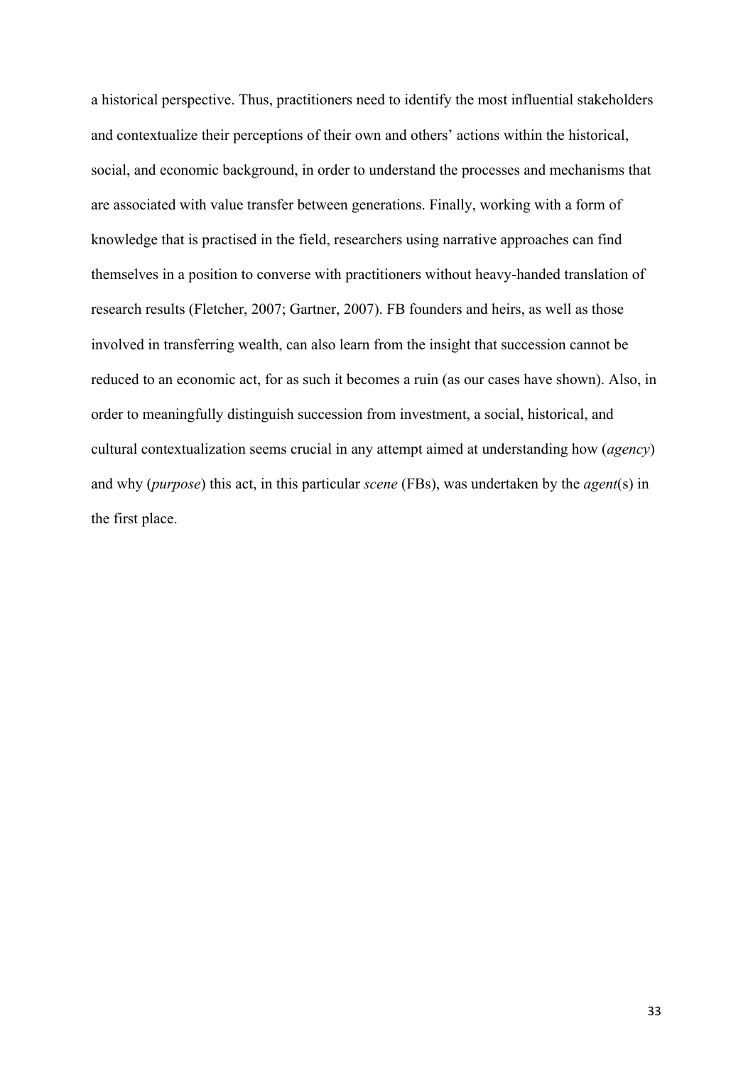a historical perspective. Thus, practitioners need to identify the most influential stakeholders and contextualize their perceptions of their own and others' actions within the historical, social, and economic background, in order to understand the processes and mechanisms that are associated with value transfer between generations. Finally, working with a form of knowledge that is practised in the field, researchers using narrative approaches can find themselves in a position to converse with practitioners without heavy-handed translation of research results (Fletcher, 2007; Gartner, 2007). FB founders and heirs, as well as those involved in transferring wealth, can also learn from the insight that succession cannot be reduced to an economic act, for as such it becomes a ruin (as our cases have shown). Also, in order to meaningfully distinguish succession from investment, a social, historical, and cultural contextualization seems crucial in any attempt aimed at understanding how (*agency*) and why (*purpose*) this act, in this particular *scene* (FBs), was undertaken by the *agent*(s) in the first place.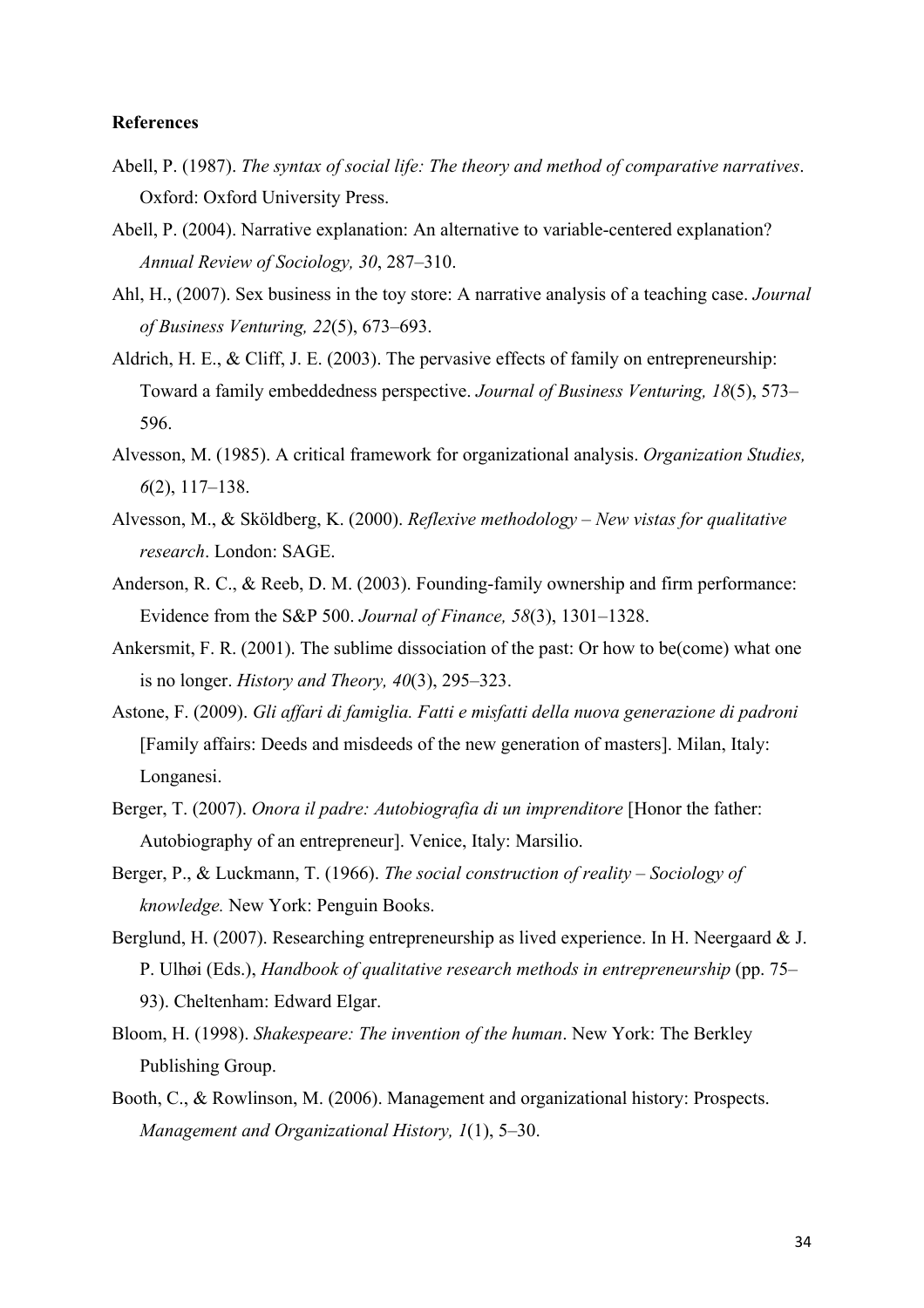**References**

Abell, P. (1987). *The syntax of social life: The theory and method of comparative narratives*. Oxford: Oxford University Press.

Abell, P. (2004). Narrative explanation: An alternative to variable-centered explanation? *Annual Review of Sociology, 30*, 287–310.

Ahl, H., (2007). Sex business in the toy store: A narrative analysis of a teaching case. *Journal of Business Venturing, 22*(5), 673–693.

Aldrich, H. E., & Cliff, J. E. (2003). The pervasive effects of family on entrepreneurship: Toward a family embeddedness perspective. *Journal of Business Venturing, 18*(5), 573–596.

Alvesson, M. (1985). A critical framework for organizational analysis. *Organization Studies, 6*(2), 117–138.

Alvesson, M., & Sköldberg, K. (2000). *Reflexive methodology – New vistas for qualitative research*. London: SAGE.

Anderson, R. C., & Reeb, D. M. (2003). Founding-family ownership and firm performance: Evidence from the S&P 500. *Journal of Finance, 58*(3), 1301–1328.

Ankersmit, F. R. (2001). The sublime dissociation of the past: Or how to be(come) what one is no longer. *History and Theory, 40*(3), 295–323.

Astone, F. (2009). *Gli affari di famiglia. Fatti e misfatti della nuova generazione di padroni* [Family affairs: Deeds and misdeeds of the new generation of masters]. Milan, Italy: Longanesi.

Berger, T. (2007). *Onora il padre: Autobiografia di un imprenditore* [Honor the father: Autobiography of an entrepreneur]. Venice, Italy: Marsilio.

Berger, P., & Luckmann, T. (1966). *The social construction of reality – Sociology of knowledge.* New York: Penguin Books.

Berglund, H. (2007). Researching entrepreneurship as lived experience. In H. Neergaard & J. P. Ulhøi (Eds.), *Handbook of qualitative research methods in entrepreneurship* (pp. 75–93). Cheltenham: Edward Elgar.

Bloom, H. (1998). *Shakespeare: The invention of the human*. New York: The Berkley Publishing Group.

Booth, C., & Rowlinson, M. (2006). Management and organizational history: Prospects. *Management and Organizational History, 1*(1), 5–30.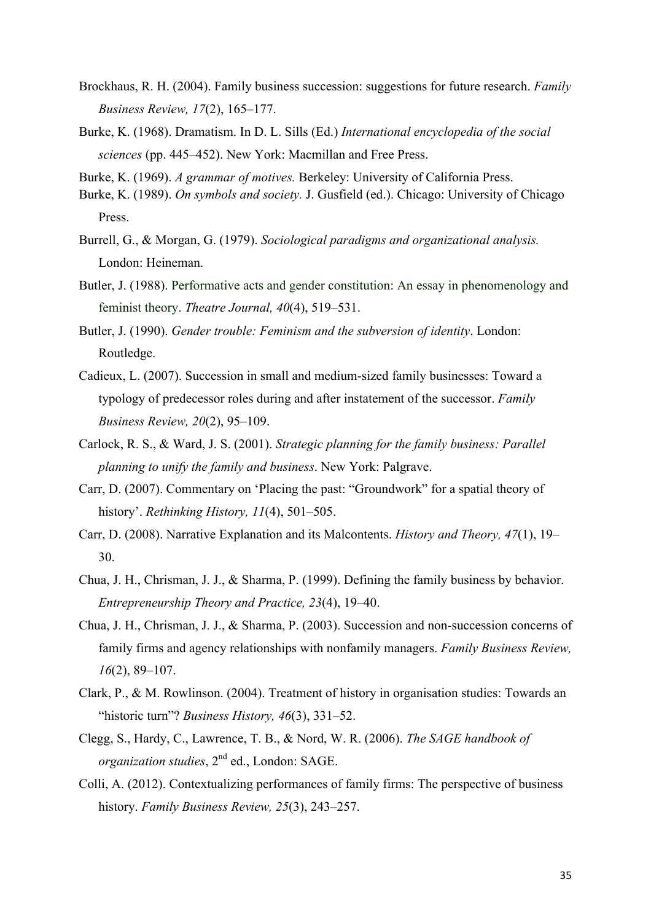Brockhaus, R. H. (2004). Family business succession: suggestions for future research. *Family Business Review, 17*(2), 165–177.

Burke, K. (1968). Dramatism. In D. L. Sills (Ed.) *International encyclopedia of the social sciences* (pp. 445–452). New York: Macmillan and Free Press.

Burke, K. (1969). *A grammar of motives.* Berkeley: University of California Press.

Burke, K. (1989). *On symbols and society.* J. Gusfield (ed.). Chicago: University of Chicago Press.

Burrell, G., & Morgan, G. (1979). *Sociological paradigms and organizational analysis.* London: Heineman.

Butler, J. (1988). Performative acts and gender constitution: An essay in phenomenology and feminist theory. *Theatre Journal, 40*(4), 519–531.

Butler, J. (1990). *Gender trouble: Feminism and the subversion of identity*. London: Routledge.

Cadieux, L. (2007). Succession in small and medium-sized family businesses: Toward a typology of predecessor roles during and after instatement of the successor. *Family Business Review, 20*(2), 95–109.

Carlock, R. S., & Ward, J. S. (2001). *Strategic planning for the family business: Parallel planning to unify the family and business*. New York: Palgrave.

Carr, D. (2007). Commentary on 'Placing the past: "Groundwork" for a spatial theory of history'. *Rethinking History, 11*(4), 501–505.

Carr, D. (2008). Narrative Explanation and its Malcontents. *History and Theory, 47*(1), 19–30.

Chua, J. H., Chrisman, J. J., & Sharma, P. (1999). Defining the family business by behavior. *Entrepreneurship Theory and Practice, 23*(4), 19–40.

Chua, J. H., Chrisman, J. J., & Sharma, P. (2003). Succession and non-succession concerns of family firms and agency relationships with nonfamily managers. *Family Business Review, 16*(2), 89–107.

Clark, P., & M. Rowlinson. (2004). Treatment of history in organisation studies: Towards an "historic turn"? *Business History, 46*(3), 331–52.

Clegg, S., Hardy, C., Lawrence, T. B., & Nord, W. R. (2006). *The SAGE handbook of organization studies*, 2nd ed., London: SAGE.

Colli, A. (2012). Contextualizing performances of family firms: The perspective of business history. *Family Business Review, 25*(3), 243–257.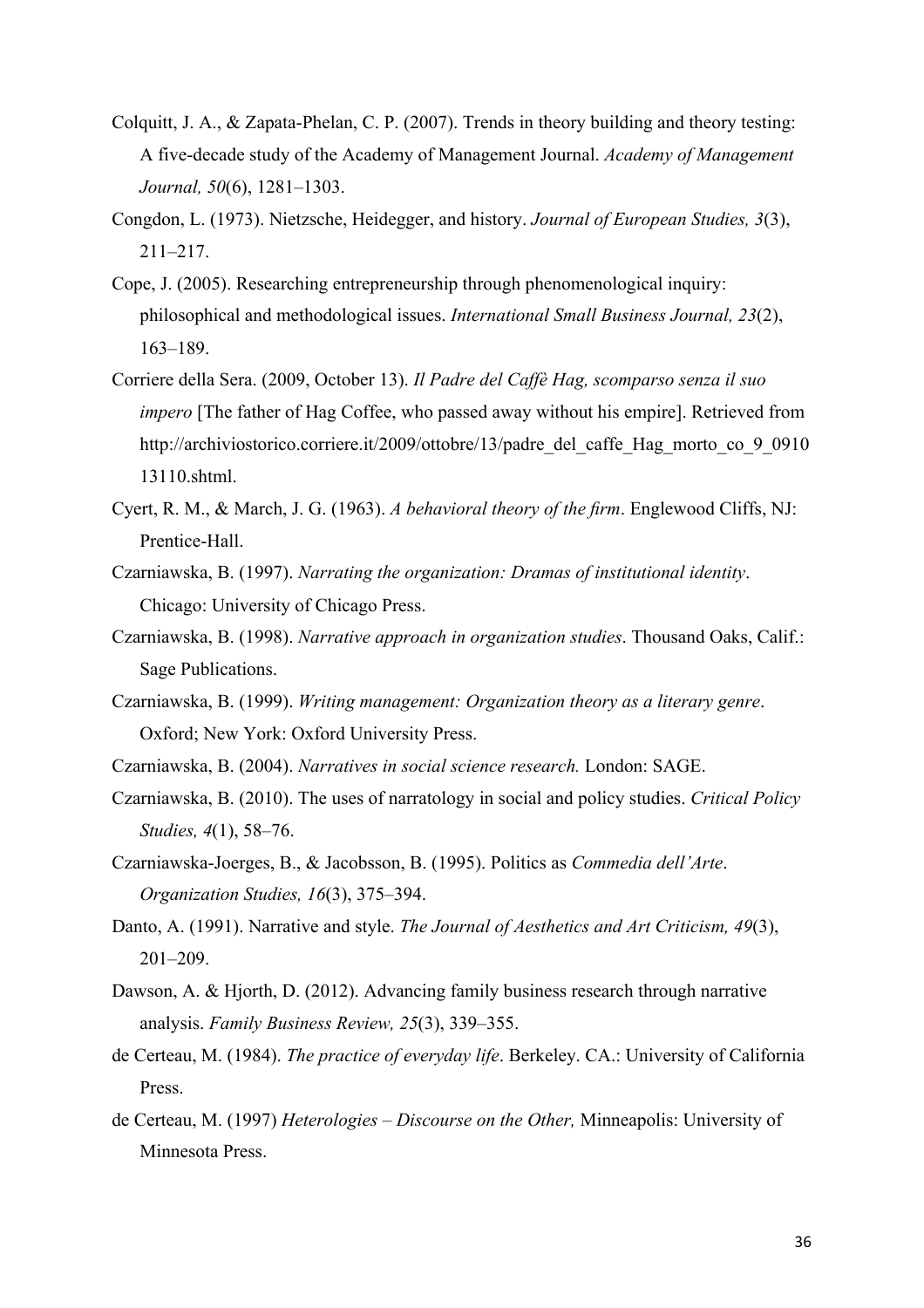Colquitt, J. A., & Zapata-Phelan, C. P. (2007). Trends in theory building and theory testing: A five-decade study of the Academy of Management Journal. *Academy of Management Journal, 50*(6), 1281–1303.

Congdon, L. (1973). Nietzsche, Heidegger, and history. *Journal of European Studies, 3*(3), 211–217.

Cope, J. (2005). Researching entrepreneurship through phenomenological inquiry: philosophical and methodological issues. *International Small Business Journal, 23*(2), 163–189.

Corriere della Sera. (2009, October 13). *Il Padre del Caffè Hag, scomparso senza il suo impero* [The father of Hag Coffee, who passed away without his empire]. Retrieved from http://archiviostorico.corriere.it/2009/ottobre/13/padre_del_caffe_Hag_morto_co_9_091013110.shtml.

Cyert, R. M., & March, J. G. (1963). *A behavioral theory of the firm*. Englewood Cliffs, NJ: Prentice-Hall.

Czarniawska, B. (1997). *Narrating the organization: Dramas of institutional identity*. Chicago: University of Chicago Press.

Czarniawska, B. (1998). *Narrative approach in organization studies*. Thousand Oaks, Calif.: Sage Publications.

Czarniawska, B. (1999). *Writing management: Organization theory as a literary genre*. Oxford; New York: Oxford University Press.

Czarniawska, B. (2004). *Narratives in social science research.* London: SAGE.

Czarniawska, B. (2010). The uses of narratology in social and policy studies. *Critical Policy Studies, 4*(1), 58–76.

Czarniawska-Joerges, B., & Jacobsson, B. (1995). Politics as *Commedia dell'Arte*. *Organization Studies, 16*(3), 375–394.

Danto, A. (1991). Narrative and style. *The Journal of Aesthetics and Art Criticism, 49*(3), 201–209.

Dawson, A. & Hjorth, D. (2012). Advancing family business research through narrative analysis. *Family Business Review, 25*(3), 339–355.

de Certeau, M. (1984). *The practice of everyday life*. Berkeley. CA.: University of California Press.

de Certeau, M. (1997) *Heterologies – Discourse on the Other,* Minneapolis: University of Minnesota Press.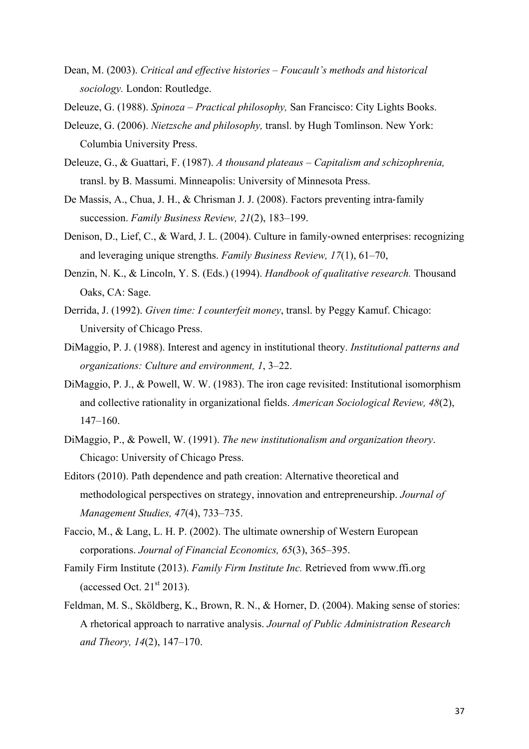Dean, M. (2003). *Critical and effective histories – Foucault's methods and historical sociology.* London: Routledge.

Deleuze, G. (1988). *Spinoza – Practical philosophy,* San Francisco: City Lights Books.

Deleuze, G. (2006). *Nietzsche and philosophy,* transl. by Hugh Tomlinson. New York: Columbia University Press.

Deleuze, G., & Guattari, F. (1987). *A thousand plateaus – Capitalism and schizophrenia,* transl. by B. Massumi. Minneapolis: University of Minnesota Press.

De Massis, A., Chua, J. H., & Chrisman J. J. (2008). Factors preventing intra-family succession. *Family Business Review, 21*(2), 183–199.

Denison, D., Lief, C., & Ward, J. L. (2004). Culture in family-owned enterprises: recognizing and leveraging unique strengths. *Family Business Review, 17*(1), 61–70,

Denzin, N. K., & Lincoln, Y. S. (Eds.) (1994). *Handbook of qualitative research.* Thousand Oaks, CA: Sage.

Derrida, J. (1992). *Given time: I counterfeit money*, transl. by Peggy Kamuf. Chicago: University of Chicago Press.

DiMaggio, P. J. (1988). Interest and agency in institutional theory. *Institutional patterns and organizations: Culture and environment, 1*, 3–22.

DiMaggio, P. J., & Powell, W. W. (1983). The iron cage revisited: Institutional isomorphism and collective rationality in organizational fields. *American Sociological Review, 48*(2), 147–160.

DiMaggio, P., & Powell, W. (1991). *The new institutionalism and organization theory*. Chicago: University of Chicago Press.

Editors (2010). Path dependence and path creation: Alternative theoretical and methodological perspectives on strategy, innovation and entrepreneurship. *Journal of Management Studies, 47*(4), 733–735.

Faccio, M., & Lang, L. H. P. (2002). The ultimate ownership of Western European corporations. *Journal of Financial Economics, 65*(3), 365–395.

Family Firm Institute (2013). *Family Firm Institute Inc.* Retrieved from www.ffi.org (accessed Oct. 21st 2013).

Feldman, M. S., Sköldberg, K., Brown, R. N., & Horner, D. (2004). Making sense of stories: A rhetorical approach to narrative analysis. *Journal of Public Administration Research and Theory, 14*(2), 147–170.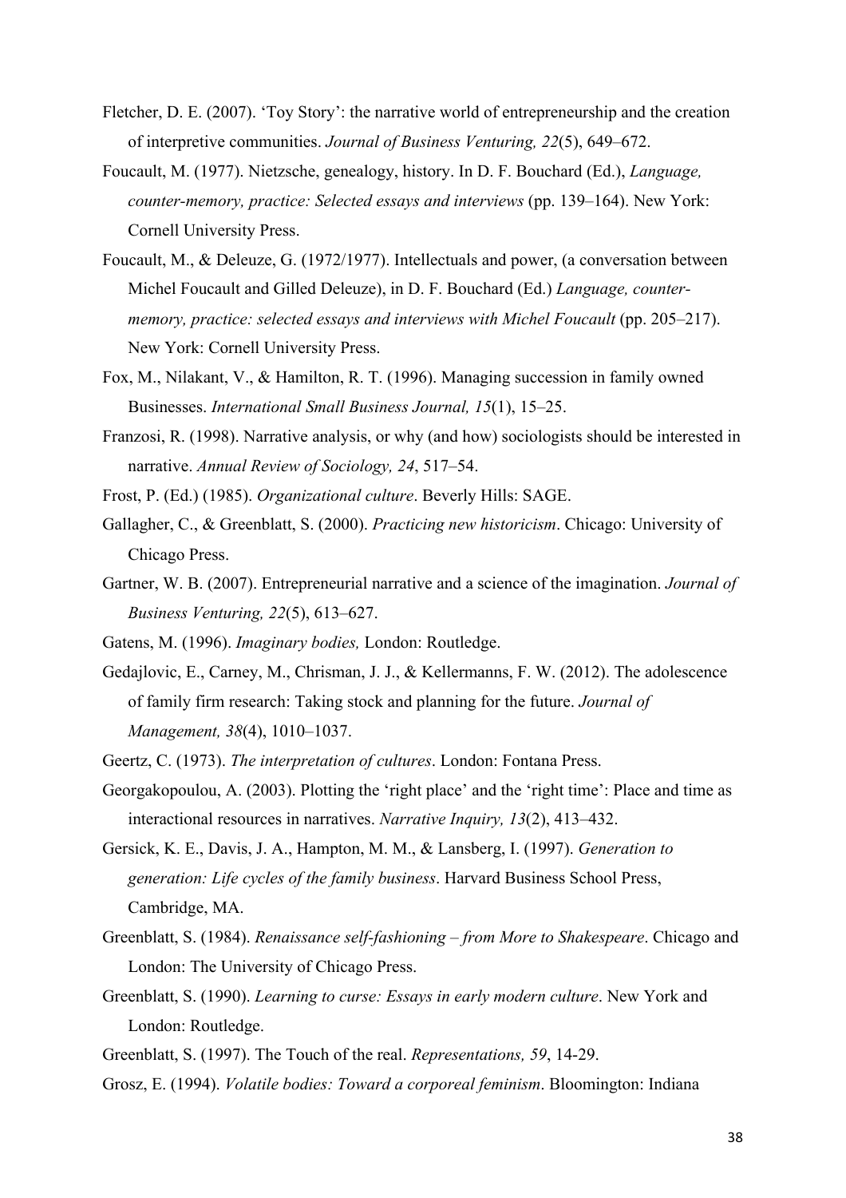Fletcher, D. E. (2007). 'Toy Story': the narrative world of entrepreneurship and the creation of interpretive communities. *Journal of Business Venturing, 22*(5), 649–672.

Foucault, M. (1977). Nietzsche, genealogy, history. In D. F. Bouchard (Ed.), *Language, counter-memory, practice: Selected essays and interviews* (pp. 139–164). New York: Cornell University Press.

Foucault, M., & Deleuze, G. (1972/1977). Intellectuals and power, (a conversation between Michel Foucault and Gilled Deleuze), in D. F. Bouchard (Ed.) *Language, counter-memory, practice: selected essays and interviews with Michel Foucault* (pp. 205–217). New York: Cornell University Press.

Fox, M., Nilakant, V., & Hamilton, R. T. (1996). Managing succession in family owned Businesses. *International Small Business Journal, 15*(1), 15–25.

Franzosi, R. (1998). Narrative analysis, or why (and how) sociologists should be interested in narrative. *Annual Review of Sociology, 24*, 517–54.

Frost, P. (Ed.) (1985). *Organizational culture*. Beverly Hills: SAGE.

Gallagher, C., & Greenblatt, S. (2000). *Practicing new historicism*. Chicago: University of Chicago Press.

Gartner, W. B. (2007). Entrepreneurial narrative and a science of the imagination. *Journal of Business Venturing, 22*(5), 613–627.

Gatens, M. (1996). *Imaginary bodies,* London: Routledge.

Gedajlovic, E., Carney, M., Chrisman, J. J., & Kellermanns, F. W. (2012). The adolescence of family firm research: Taking stock and planning for the future. *Journal of Management, 38*(4), 1010–1037.

Geertz, C. (1973). *The interpretation of cultures*. London: Fontana Press.

Georgakopoulou, A. (2003). Plotting the 'right place' and the 'right time': Place and time as interactional resources in narratives. *Narrative Inquiry, 13*(2), 413–432.

Gersick, K. E., Davis, J. A., Hampton, M. M., & Lansberg, I. (1997). *Generation to generation: Life cycles of the family business*. Harvard Business School Press, Cambridge, MA.

Greenblatt, S. (1984). *Renaissance self-fashioning – from More to Shakespeare*. Chicago and London: The University of Chicago Press.

Greenblatt, S. (1990). *Learning to curse: Essays in early modern culture*. New York and London: Routledge.

Greenblatt, S. (1997). The Touch of the real. *Representations, 59*, 14-29.

Grosz, E. (1994). *Volatile bodies: Toward a corporeal feminism*. Bloomington: Indiana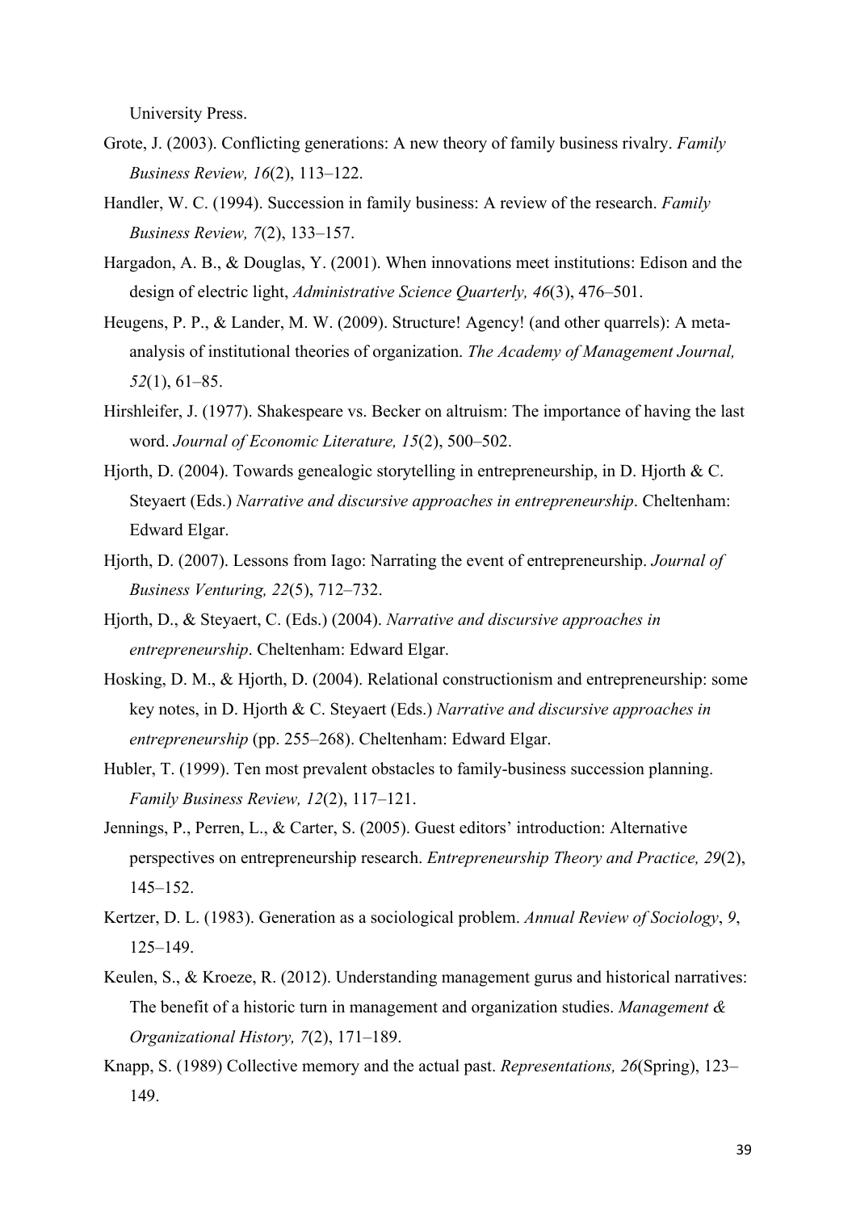University Press.

Grote, J. (2003). Conflicting generations: A new theory of family business rivalry. *Family Business Review, 16*(2), 113–122.

Handler, W. C. (1994). Succession in family business: A review of the research. *Family Business Review, 7*(2), 133–157.

Hargadon, A. B., & Douglas, Y. (2001). When innovations meet institutions: Edison and the design of electric light, *Administrative Science Quarterly, 46*(3), 476–501.

Heugens, P. P., & Lander, M. W. (2009). Structure! Agency! (and other quarrels): A meta-analysis of institutional theories of organization. *The Academy of Management Journal, 52*(1), 61–85.

Hirshleifer, J. (1977). Shakespeare vs. Becker on altruism: The importance of having the last word. *Journal of Economic Literature, 15*(2), 500–502.

Hjorth, D. (2004). Towards genealogic storytelling in entrepreneurship, in D. Hjorth & C. Steyaert (Eds.) *Narrative and discursive approaches in entrepreneurship*. Cheltenham: Edward Elgar.

Hjorth, D. (2007). Lessons from Iago: Narrating the event of entrepreneurship. *Journal of Business Venturing, 22*(5), 712–732.

Hjorth, D., & Steyaert, C. (Eds.) (2004). *Narrative and discursive approaches in entrepreneurship*. Cheltenham: Edward Elgar.

Hosking, D. M., & Hjorth, D. (2004). Relational constructionism and entrepreneurship: some key notes, in D. Hjorth & C. Steyaert (Eds.) *Narrative and discursive approaches in entrepreneurship* (pp. 255–268). Cheltenham: Edward Elgar.

Hubler, T. (1999). Ten most prevalent obstacles to family-business succession planning. *Family Business Review, 12*(2), 117–121.

Jennings, P., Perren, L., & Carter, S. (2005). Guest editors' introduction: Alternative perspectives on entrepreneurship research. *Entrepreneurship Theory and Practice, 29*(2), 145–152.

Kertzer, D. L. (1983). Generation as a sociological problem. *Annual Review of Sociology*, *9*, 125–149.

Keulen, S., & Kroeze, R. (2012). Understanding management gurus and historical narratives: The benefit of a historic turn in management and organization studies. *Management & Organizational History, 7*(2), 171–189.

Knapp, S. (1989) Collective memory and the actual past. *Representations, 26*(Spring), 123–149.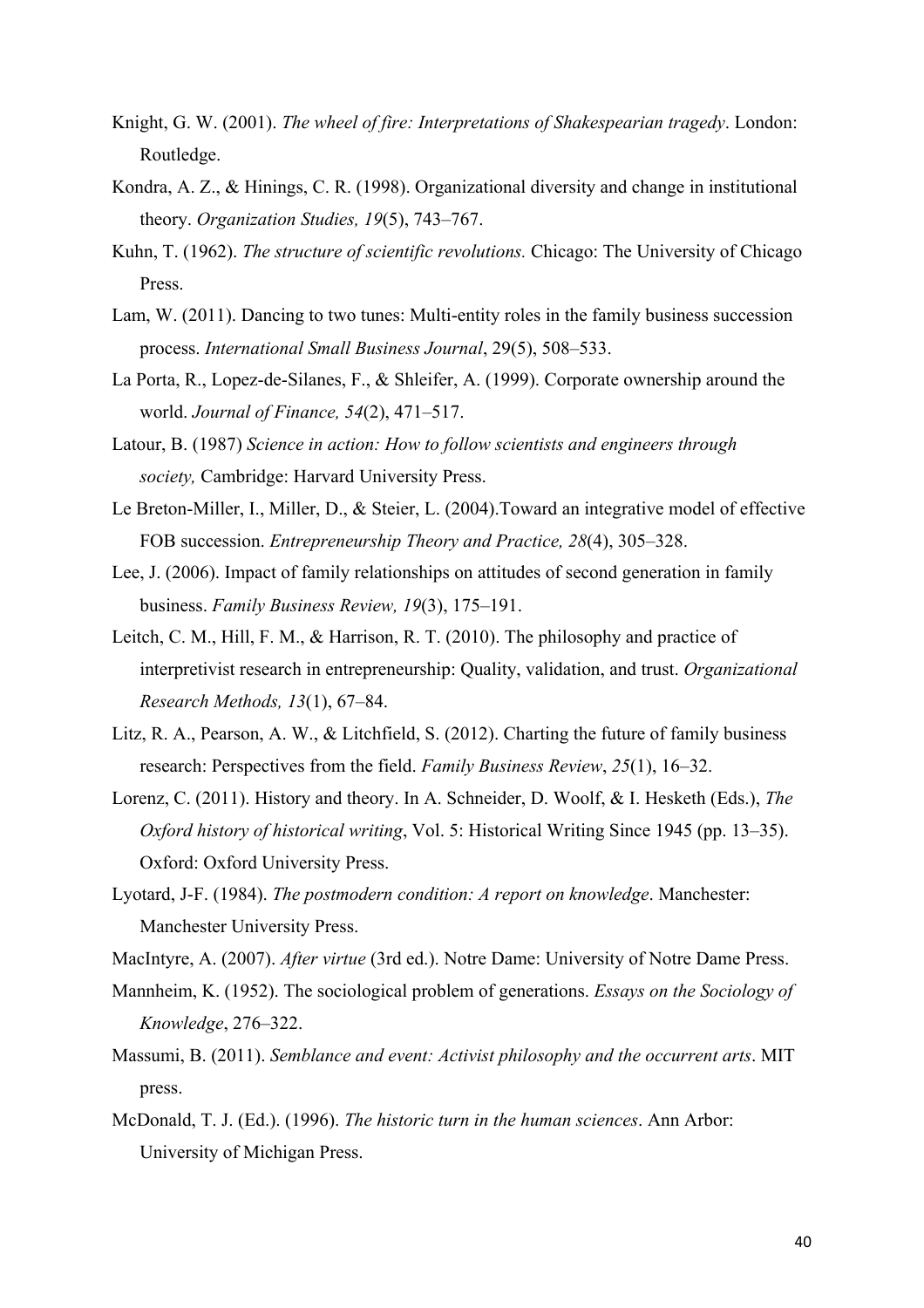Knight, G. W. (2001). *The wheel of fire: Interpretations of Shakespearian tragedy*. London: Routledge.

Kondra, A. Z., & Hinings, C. R. (1998). Organizational diversity and change in institutional theory. *Organization Studies, 19*(5), 743–767.

Kuhn, T. (1962). *The structure of scientific revolutions.* Chicago: The University of Chicago Press.

Lam, W. (2011). Dancing to two tunes: Multi-entity roles in the family business succession process. *International Small Business Journal*, 29(5), 508–533.

La Porta, R., Lopez-de-Silanes, F., & Shleifer, A. (1999). Corporate ownership around the world. *Journal of Finance, 54*(2), 471–517.

Latour, B. (1987) *Science in action: How to follow scientists and engineers through society,* Cambridge: Harvard University Press.

Le Breton-Miller, I., Miller, D., & Steier, L. (2004).Toward an integrative model of effective FOB succession. *Entrepreneurship Theory and Practice, 28*(4), 305–328.

Lee, J. (2006). Impact of family relationships on attitudes of second generation in family business. *Family Business Review, 19*(3), 175–191.

Leitch, C. M., Hill, F. M., & Harrison, R. T. (2010). The philosophy and practice of interpretivist research in entrepreneurship: Quality, validation, and trust. *Organizational Research Methods, 13*(1), 67–84.

Litz, R. A., Pearson, A. W., & Litchfield, S. (2012). Charting the future of family business research: Perspectives from the field. *Family Business Review*, *25*(1), 16–32.

Lorenz, C. (2011). History and theory. In A. Schneider, D. Woolf, & I. Hesketh (Eds.), *The Oxford history of historical writing*, Vol. 5: Historical Writing Since 1945 (pp. 13–35). Oxford: Oxford University Press.

Lyotard, J-F. (1984). *The postmodern condition: A report on knowledge*. Manchester: Manchester University Press.

MacIntyre, A. (2007). *After virtue* (3rd ed.). Notre Dame: University of Notre Dame Press.

Mannheim, K. (1952). The sociological problem of generations. *Essays on the Sociology of Knowledge*, 276–322.

Massumi, B. (2011). *Semblance and event: Activist philosophy and the occurrent arts*. MIT press.

McDonald, T. J. (Ed.). (1996). *The historic turn in the human sciences*. Ann Arbor: University of Michigan Press.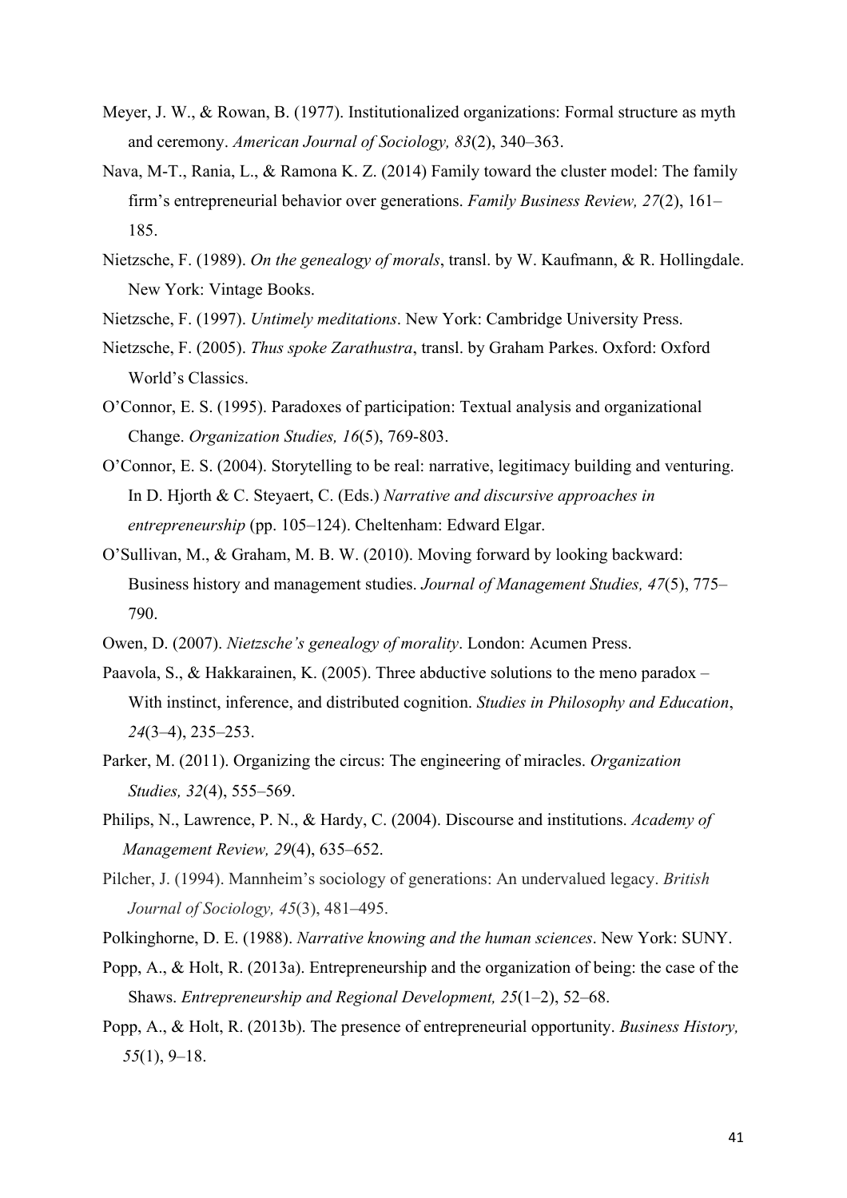Meyer, J. W., & Rowan, B. (1977). Institutionalized organizations: Formal structure as myth and ceremony. *American Journal of Sociology, 83*(2), 340–363.

Nava, M-T., Rania, L., & Ramona K. Z. (2014) Family toward the cluster model: The family firm's entrepreneurial behavior over generations. *Family Business Review, 27*(2), 161–185.

Nietzsche, F. (1989). *On the genealogy of morals*, transl. by W. Kaufmann, & R. Hollingdale. New York: Vintage Books.

Nietzsche, F. (1997). *Untimely meditations*. New York: Cambridge University Press.

Nietzsche, F. (2005). *Thus spoke Zarathustra*, transl. by Graham Parkes. Oxford: Oxford World's Classics.

O'Connor, E. S. (1995). Paradoxes of participation: Textual analysis and organizational Change. *Organization Studies, 16*(5), 769-803.

O'Connor, E. S. (2004). Storytelling to be real: narrative, legitimacy building and venturing. In D. Hjorth & C. Steyaert, C. (Eds.) *Narrative and discursive approaches in entrepreneurship* (pp. 105–124). Cheltenham: Edward Elgar.

O'Sullivan, M., & Graham, M. B. W. (2010). Moving forward by looking backward: Business history and management studies. *Journal of Management Studies, 47*(5), 775–790.

Owen, D. (2007). *Nietzsche's genealogy of morality*. London: Acumen Press.

Paavola, S., & Hakkarainen, K. (2005). Three abductive solutions to the meno paradox – With instinct, inference, and distributed cognition. *Studies in Philosophy and Education*, *24*(3–4), 235–253.

Parker, M. (2011). Organizing the circus: The engineering of miracles. *Organization Studies, 32*(4), 555–569.

Philips, N., Lawrence, P. N., & Hardy, C. (2004). Discourse and institutions. *Academy of Management Review, 29*(4), 635–652.

Pilcher, J. (1994). Mannheim's sociology of generations: An undervalued legacy. *British Journal of Sociology, 45*(3), 481–495.

Polkinghorne, D. E. (1988). *Narrative knowing and the human sciences*. New York: SUNY.

Popp, A., & Holt, R. (2013a). Entrepreneurship and the organization of being: the case of the Shaws. *Entrepreneurship and Regional Development, 25*(1–2), 52–68.

Popp, A., & Holt, R. (2013b). The presence of entrepreneurial opportunity. *Business History, 55*(1), 9–18.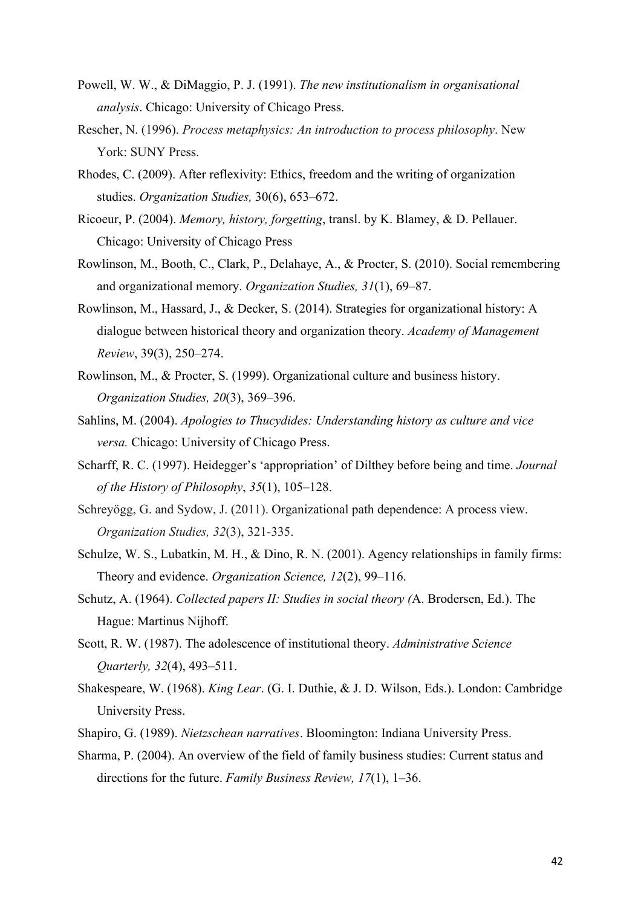Powell, W. W., & DiMaggio, P. J. (1991). *The new institutionalism in organisational analysis*. Chicago: University of Chicago Press.

Rescher, N. (1996). *Process metaphysics: An introduction to process philosophy*. New York: SUNY Press.

Rhodes, C. (2009). After reflexivity: Ethics, freedom and the writing of organization studies. *Organization Studies,* 30(6), 653–672.

Ricoeur, P. (2004). *Memory, history, forgetting*, transl. by K. Blamey, & D. Pellauer. Chicago: University of Chicago Press

Rowlinson, M., Booth, C., Clark, P., Delahaye, A., & Procter, S. (2010). Social remembering and organizational memory. *Organization Studies, 31*(1), 69–87.

Rowlinson, M., Hassard, J., & Decker, S. (2014). Strategies for organizational history: A dialogue between historical theory and organization theory. *Academy of Management Review*, 39(3), 250–274.

Rowlinson, M., & Procter, S. (1999). Organizational culture and business history. *Organization Studies, 20*(3), 369–396.

Sahlins, M. (2004). *Apologies to Thucydides: Understanding history as culture and vice versa.* Chicago: University of Chicago Press.

Scharff, R. C. (1997). Heidegger's 'appropriation' of Dilthey before being and time. *Journal of the History of Philosophy*, *35*(1), 105–128.

Schreyögg, G. and Sydow, J. (2011). Organizational path dependence: A process view. *Organization Studies, 32*(3), 321-335.

Schulze, W. S., Lubatkin, M. H., & Dino, R. N. (2001). Agency relationships in family firms: Theory and evidence. *Organization Science, 12*(2), 99–116.

Schutz, A. (1964). *Collected papers II: Studies in social theory (*A. Brodersen, Ed.). The Hague: Martinus Nijhoff.

Scott, R. W. (1987). The adolescence of institutional theory. *Administrative Science Quarterly, 32*(4), 493–511.

Shakespeare, W. (1968). *King Lear*. (G. I. Duthie, & J. D. Wilson, Eds.). London: Cambridge University Press.

Shapiro, G. (1989). *Nietzschean narratives*. Bloomington: Indiana University Press.

Sharma, P. (2004). An overview of the field of family business studies: Current status and directions for the future. *Family Business Review, 17*(1), 1–36.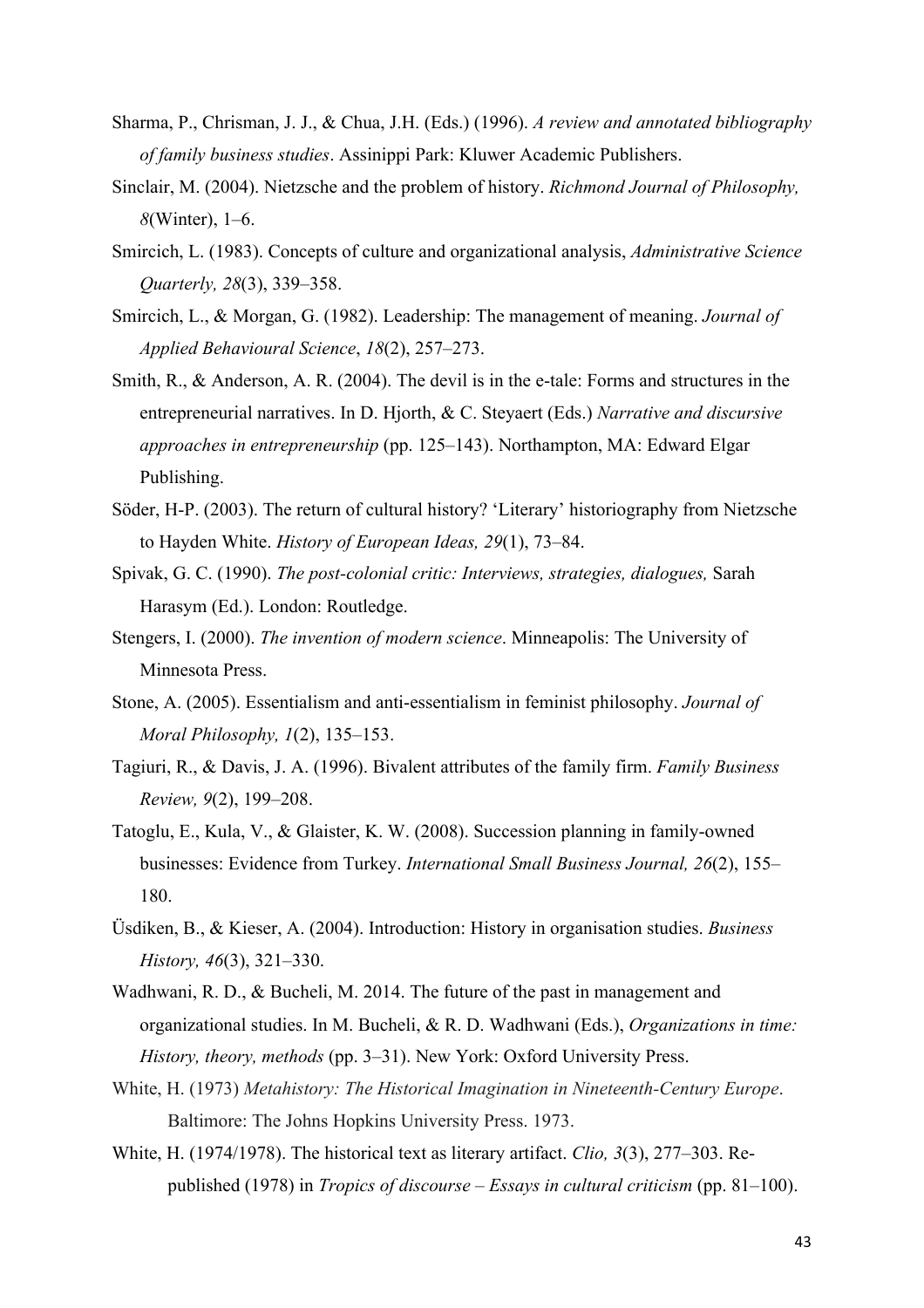Sharma, P., Chrisman, J. J., & Chua, J.H. (Eds.) (1996). *A review and annotated bibliography of family business studies*. Assinippi Park: Kluwer Academic Publishers.

Sinclair, M. (2004). Nietzsche and the problem of history. *Richmond Journal of Philosophy, 8*(Winter), 1–6.

Smircich, L. (1983). Concepts of culture and organizational analysis, *Administrative Science Quarterly, 28*(3), 339–358.

Smircich, L., & Morgan, G. (1982). Leadership: The management of meaning. *Journal of Applied Behavioural Science*, *18*(2), 257–273.

Smith, R., & Anderson, A. R. (2004). The devil is in the e-tale: Forms and structures in the entrepreneurial narratives. In D. Hjorth, & C. Steyaert (Eds.) *Narrative and discursive approaches in entrepreneurship* (pp. 125–143). Northampton, MA: Edward Elgar Publishing.

Söder, H-P. (2003). The return of cultural history? 'Literary' historiography from Nietzsche to Hayden White. *History of European Ideas, 29*(1), 73–84.

Spivak, G. C. (1990). *The post-colonial critic: Interviews, strategies, dialogues,* Sarah Harasym (Ed.). London: Routledge.

Stengers, I. (2000). *The invention of modern science*. Minneapolis: The University of Minnesota Press.

Stone, A. (2005). Essentialism and anti-essentialism in feminist philosophy. *Journal of Moral Philosophy, 1*(2), 135–153.

Tagiuri, R., & Davis, J. A. (1996). Bivalent attributes of the family firm. *Family Business Review, 9*(2), 199–208.

Tatoglu, E., Kula, V., & Glaister, K. W. (2008). Succession planning in family-owned businesses: Evidence from Turkey. *International Small Business Journal, 26*(2), 155–180.

Üsdiken, B., & Kieser, A. (2004). Introduction: History in organisation studies. *Business History, 46*(3), 321–330.

Wadhwani, R. D., & Bucheli, M. 2014. The future of the past in management and organizational studies. In M. Bucheli, & R. D. Wadhwani (Eds.), *Organizations in time: History, theory, methods* (pp. 3–31). New York: Oxford University Press.

White, H. (1973) *Metahistory: The Historical Imagination in Nineteenth-Century Europe*. Baltimore: The Johns Hopkins University Press. 1973.

White, H. (1974/1978). The historical text as literary artifact. *Clio, 3*(3), 277–303. Re-published (1978) in *Tropics of discourse – Essays in cultural criticism* (pp. 81–100).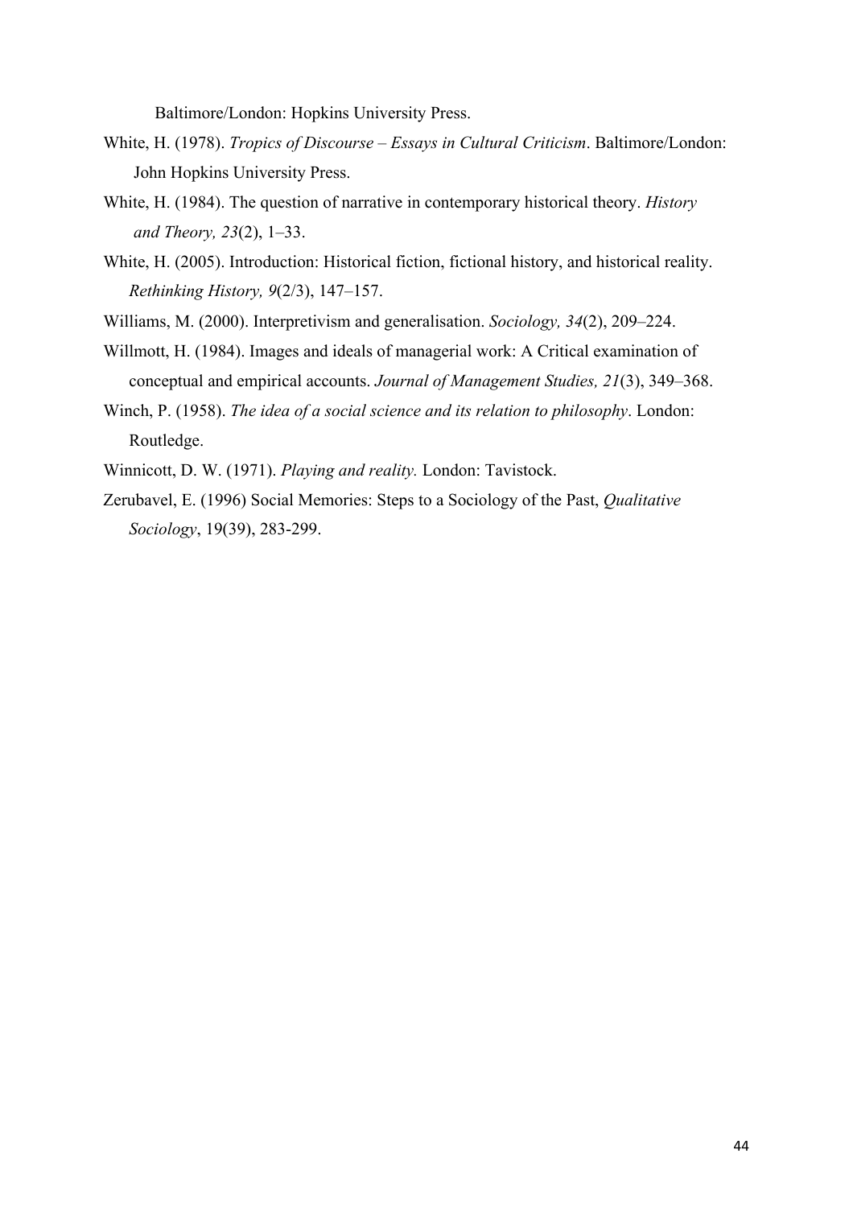Baltimore/London: Hopkins University Press.

White, H. (1978). *Tropics of Discourse – Essays in Cultural Criticism*. Baltimore/London: John Hopkins University Press.

White, H. (1984). The question of narrative in contemporary historical theory. *History and Theory, 23*(2), 1–33.

White, H. (2005). Introduction: Historical fiction, fictional history, and historical reality. *Rethinking History, 9*(2/3), 147–157.

Williams, M. (2000). Interpretivism and generalisation. *Sociology, 34*(2), 209–224.

Willmott, H. (1984). Images and ideals of managerial work: A Critical examination of conceptual and empirical accounts. *Journal of Management Studies, 21*(3), 349–368.

Winch, P. (1958). *The idea of a social science and its relation to philosophy*. London: Routledge.

Winnicott, D. W. (1971). *Playing and reality.* London: Tavistock.

Zerubavel, E. (1996) Social Memories: Steps to a Sociology of the Past, *Qualitative Sociology*, 19(39), 283-299.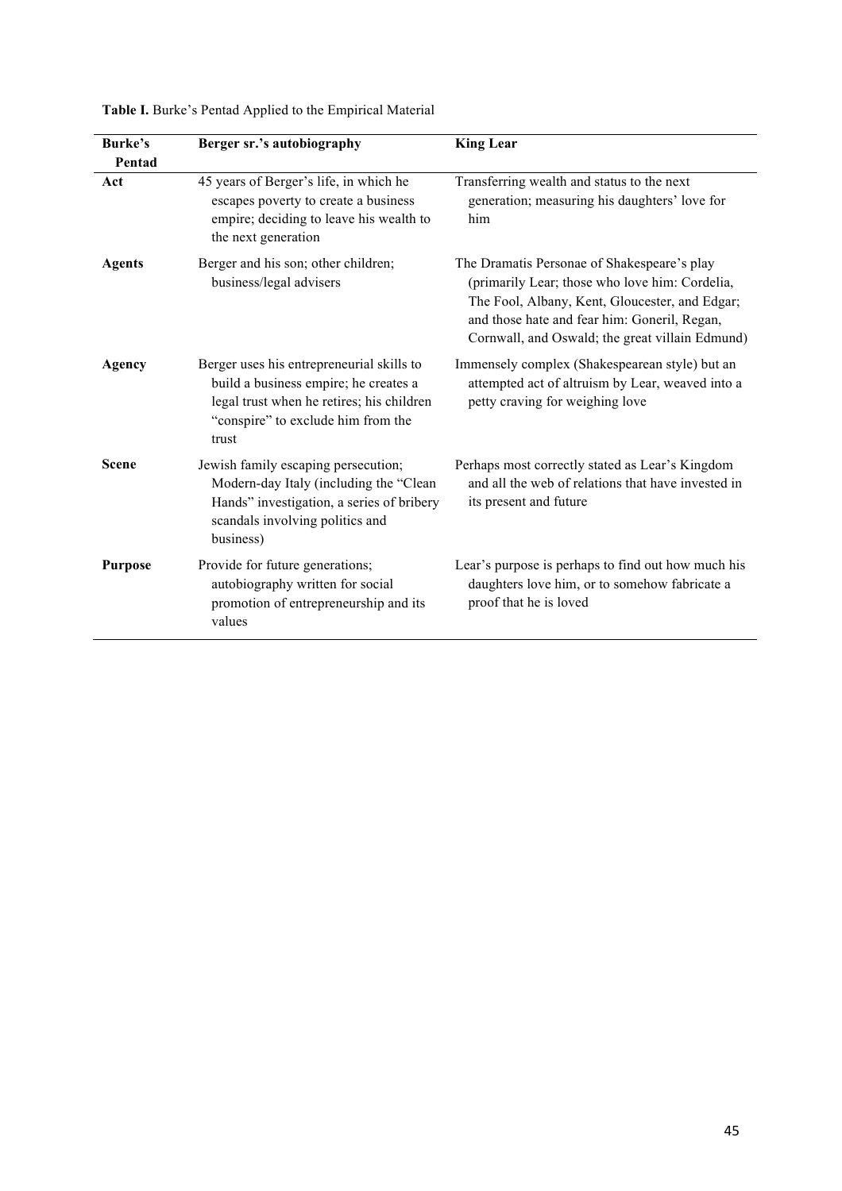**Table I.** Burke's Pentad Applied to the Empirical Material

| Burke's Pentad | Berger sr.'s autobiography | King Lear |
|---|---|---|
| **Act** | 45 years of Berger's life, in which he escapes poverty to create a business empire; deciding to leave his wealth to the next generation | Transferring wealth and status to the next generation; measuring his daughters' love for him |
| **Agents** | Berger and his son; other children; business/legal advisers | The Dramatis Personae of Shakespeare's play (primarily Lear; those who love him: Cordelia, The Fool, Albany, Kent, Gloucester, and Edgar; and those hate and fear him: Goneril, Regan, Cornwall, and Oswald; the great villain Edmund) |
| **Agency** | Berger uses his entrepreneurial skills to build a business empire; he creates a legal trust when he retires; his children "conspire" to exclude him from the trust | Immensely complex (Shakespearean style) but an attempted act of altruism by Lear, weaved into a petty craving for weighing love |
| **Scene** | Jewish family escaping persecution; Modern-day Italy (including the "Clean Hands" investigation, a series of bribery scandals involving politics and business) | Perhaps most correctly stated as Lear's Kingdom and all the web of relations that have invested in its present and future |
| **Purpose** | Provide for future generations; autobiography written for social promotion of entrepreneurship and its values | Lear's purpose is perhaps to find out how much his daughters love him, or to somehow fabricate a proof that he is loved |